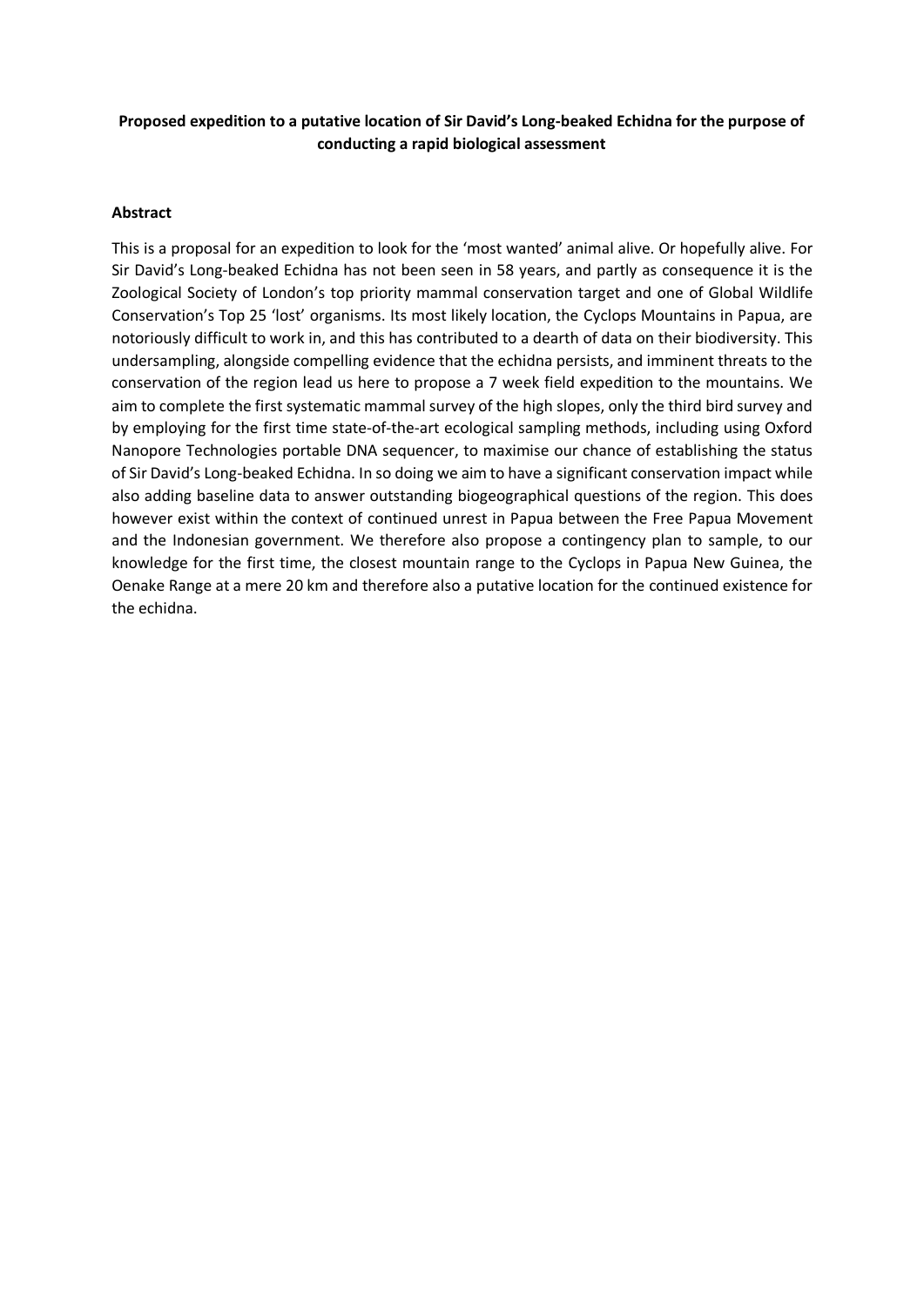**Proposed expedition to a putative location of Sir David's Long-beaked Echidna for the purpose of conducting a rapid biological assessment**

**Abstract**

This is a proposal for an expedition to look for the 'most wanted' animal alive. Or hopefully alive. For Sir David's Long-beaked Echidna has not been seen in 58 years, and partly as consequence it is the Zoological Society of London's top priority mammal conservation target and one of Global Wildlife Conservation's Top 25 'lost' organisms. Its most likely location, the Cyclops Mountains in Papua, are notoriously difficult to work in, and this has contributed to a dearth of data on their biodiversity. This undersampling, alongside compelling evidence that the echidna persists, and imminent threats to the conservation of the region lead us here to propose a 7 week field expedition to the mountains. We aim to complete the first systematic mammal survey of the high slopes, only the third bird survey and by employing for the first time state-of-the-art ecological sampling methods, including using Oxford Nanopore Technologies portable DNA sequencer, to maximise our chance of establishing the status of Sir David's Long-beaked Echidna. In so doing we aim to have a significant conservation impact while also adding baseline data to answer outstanding biogeographical questions of the region. This does however exist within the context of continued unrest in Papua between the Free Papua Movement and the Indonesian government. We therefore also propose a contingency plan to sample, to our knowledge for the first time, the closest mountain range to the Cyclops in Papua New Guinea, the Oenake Range at a mere 20 km and therefore also a putative location for the continued existence for the echidna.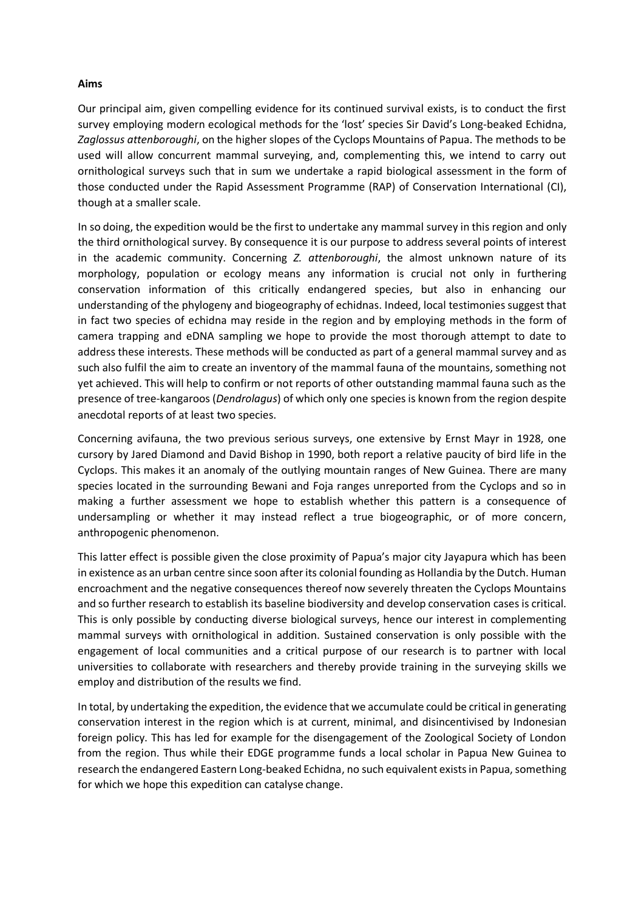**Aims**

Our principal aim, given compelling evidence for its continued survival exists, is to conduct the first survey employing modern ecological methods for the 'lost' species Sir David's Long-beaked Echidna, *Zaglossus attenboroughi*, on the higher slopes of the Cyclops Mountains of Papua. The methods to be used will allow concurrent mammal surveying, and, complementing this, we intend to carry out ornithological surveys such that in sum we undertake a rapid biological assessment in the form of those conducted under the Rapid Assessment Programme (RAP) of Conservation International (CI), though at a smaller scale.

In so doing, the expedition would be the first to undertake any mammal survey in this region and only the third ornithological survey. By consequence it is our purpose to address several points of interest in the academic community. Concerning *Z. attenboroughi*, the almost unknown nature of its morphology, population or ecology means any information is crucial not only in furthering conservation information of this critically endangered species, but also in enhancing our understanding of the phylogeny and biogeography of echidnas. Indeed, local testimonies suggest that in fact two species of echidna may reside in the region and by employing methods in the form of camera trapping and eDNA sampling we hope to provide the most thorough attempt to date to address these interests. These methods will be conducted as part of a general mammal survey and as such also fulfil the aim to create an inventory of the mammal fauna of the mountains, something not yet achieved. This will help to confirm or not reports of other outstanding mammal fauna such as the presence of tree-kangaroos (*Dendrolagus*) of which only one species is known from the region despite anecdotal reports of at least two species.

Concerning avifauna, the two previous serious surveys, one extensive by Ernst Mayr in 1928, one cursory by Jared Diamond and David Bishop in 1990, both report a relative paucity of bird life in the Cyclops. This makes it an anomaly of the outlying mountain ranges of New Guinea. There are many species located in the surrounding Bewani and Foja ranges unreported from the Cyclops and so in making a further assessment we hope to establish whether this pattern is a consequence of undersampling or whether it may instead reflect a true biogeographic, or of more concern, anthropogenic phenomenon.

This latter effect is possible given the close proximity of Papua's major city Jayapura which has been in existence as an urban centre since soon after its colonial founding as Hollandia by the Dutch. Human encroachment and the negative consequences thereof now severely threaten the Cyclops Mountains and so further research to establish its baseline biodiversity and develop conservation cases is critical. This is only possible by conducting diverse biological surveys, hence our interest in complementing mammal surveys with ornithological in addition. Sustained conservation is only possible with the engagement of local communities and a critical purpose of our research is to partner with local universities to collaborate with researchers and thereby provide training in the surveying skills we employ and distribution of the results we find.

In total, by undertaking the expedition, the evidence that we accumulate could be critical in generating conservation interest in the region which is at current, minimal, and disincentivised by Indonesian foreign policy. This has led for example for the disengagement of the Zoological Society of London from the region. Thus while their EDGE programme funds a local scholar in Papua New Guinea to research the endangered Eastern Long-beaked Echidna, no such equivalent exists in Papua, something for which we hope this expedition can catalyse change.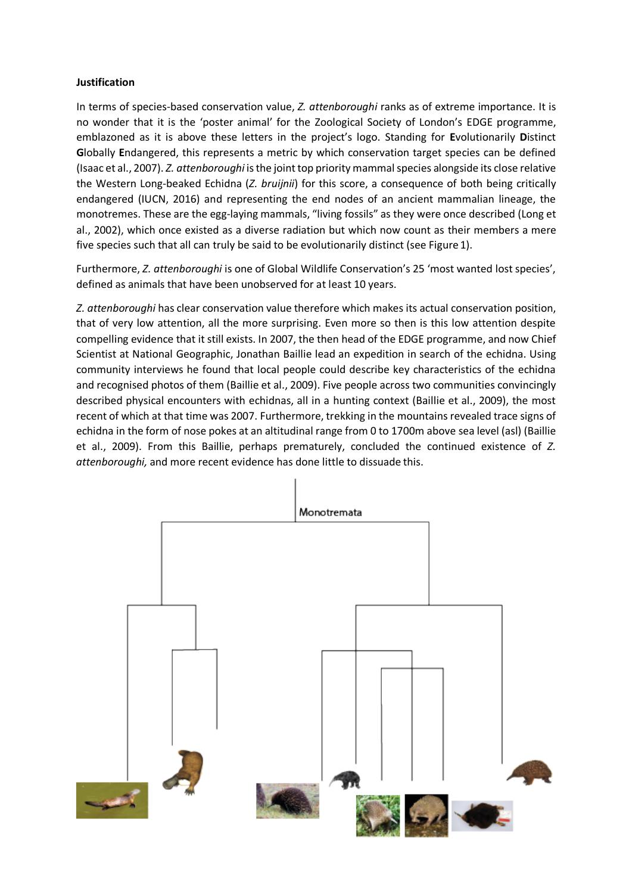**Justification**

In terms of species-based conservation value, *Z. attenboroughi* ranks as of extreme importance. It is no wonder that it is the 'poster animal' for the Zoological Society of London's EDGE programme, emblazoned as it is above these letters in the project's logo. Standing for **E**volutionarily **D**istinct **G**lobally **E**ndangered, this represents a metric by which conservation target species can be defined (Isaac et al., 2007). *Z. attenboroughi* is the joint top priority mammal species alongside its close relative the Western Long-beaked Echidna (*Z. bruijnii*) for this score, a consequence of both being critically endangered (IUCN, 2016) and representing the end nodes of an ancient mammalian lineage, the monotremes. These are the egg-laying mammals, "living fossils" as they were once described (Long et al., 2002), which once existed as a diverse radiation but which now count as their members a mere five species such that all can truly be said to be evolutionarily distinct (see Figure 1).

Furthermore, *Z. attenboroughi* is one of Global Wildlife Conservation's 25 'most wanted lost species', defined as animals that have been unobserved for at least 10 years.

*Z. attenboroughi* has clear conservation value therefore which makes its actual conservation position, that of very low attention, all the more surprising. Even more so then is this low attention despite compelling evidence that it still exists. In 2007, the then head of the EDGE programme, and now Chief Scientist at National Geographic, Jonathan Baillie lead an expedition in search of the echidna. Using community interviews he found that local people could describe key characteristics of the echidna and recognised photos of them (Baillie et al., 2009). Five people across two communities convincingly described physical encounters with echidnas, all in a hunting context (Baillie et al., 2009), the most recent of which at that time was 2007. Furthermore, trekking in the mountains revealed trace signs of echidna in the form of nose pokes at an altitudinal range from 0 to 1700m above sea level (asl) (Baillie et al., 2009). From this Baillie, perhaps prematurely, concluded the continued existence of *Z. attenboroughi,* and more recent evidence has done little to dissuade this.

Monotremata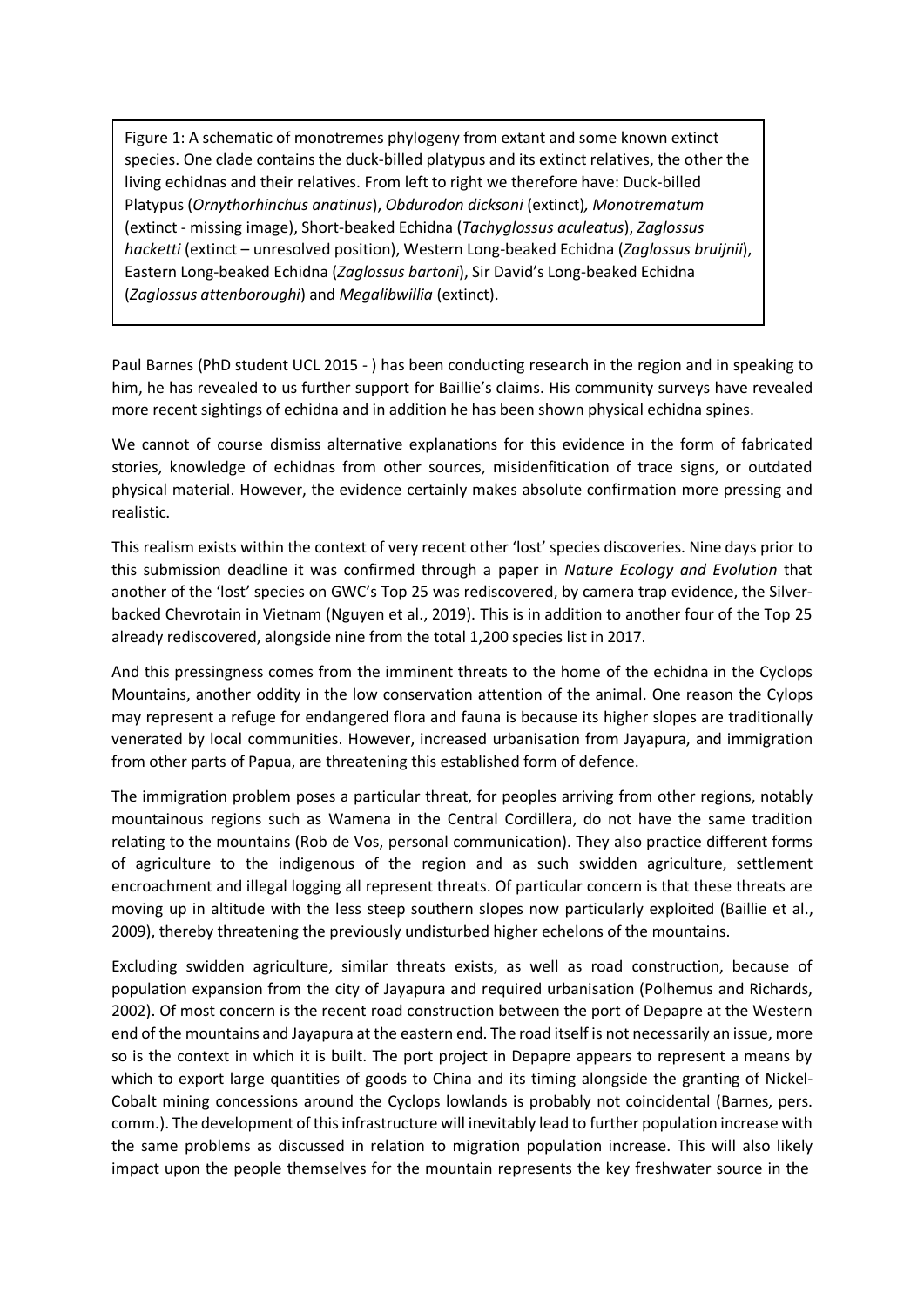Figure 1: A schematic of monotremes phylogeny from extant and some known extinct species. One clade contains the duck-billed platypus and its extinct relatives, the other the living echidnas and their relatives. From left to right we therefore have: Duck-billed Platypus (*Ornythorhinchus anatinus*), *Obdurodon dicksoni* (extinct)*, Monotrematum* (extinct - missing image), Short-beaked Echidna (*Tachyglossus aculeatus*), *Zaglossus hacketti* (extinct – unresolved position), Western Long-beaked Echidna (*Zaglossus bruijnii*), Eastern Long-beaked Echidna (*Zaglossus bartoni*), Sir David's Long-beaked Echidna (*Zaglossus attenboroughi*) and *Megalibwillia* (extinct).

Paul Barnes (PhD student UCL 2015 - ) has been conducting research in the region and in speaking to him, he has revealed to us further support for Baillie's claims. His community surveys have revealed more recent sightings of echidna and in addition he has been shown physical echidna spines.

We cannot of course dismiss alternative explanations for this evidence in the form of fabricated stories, knowledge of echidnas from other sources, misidenfitication of trace signs, or outdated physical material. However, the evidence certainly makes absolute confirmation more pressing and realistic.

This realism exists within the context of very recent other 'lost' species discoveries. Nine days prior to this submission deadline it was confirmed through a paper in *Nature Ecology and Evolution* that another of the 'lost' species on GWC's Top 25 was rediscovered, by camera trap evidence, the Silver-backed Chevrotain in Vietnam (Nguyen et al., 2019). This is in addition to another four of the Top 25 already rediscovered, alongside nine from the total 1,200 species list in 2017.

And this pressingness comes from the imminent threats to the home of the echidna in the Cyclops Mountains, another oddity in the low conservation attention of the animal. One reason the Cylops may represent a refuge for endangered flora and fauna is because its higher slopes are traditionally venerated by local communities. However, increased urbanisation from Jayapura, and immigration from other parts of Papua, are threatening this established form of defence.

The immigration problem poses a particular threat, for peoples arriving from other regions, notably mountainous regions such as Wamena in the Central Cordillera, do not have the same tradition relating to the mountains (Rob de Vos, personal communication). They also practice different forms of agriculture to the indigenous of the region and as such swidden agriculture, settlement encroachment and illegal logging all represent threats. Of particular concern is that these threats are moving up in altitude with the less steep southern slopes now particularly exploited (Baillie et al., 2009), thereby threatening the previously undisturbed higher echelons of the mountains.

Excluding swidden agriculture, similar threats exists, as well as road construction, because of population expansion from the city of Jayapura and required urbanisation (Polhemus and Richards, 2002). Of most concern is the recent road construction between the port of Depapre at the Western end of the mountains and Jayapura at the eastern end. The road itself is not necessarily an issue, more so is the context in which it is built. The port project in Depapre appears to represent a means by which to export large quantities of goods to China and its timing alongside the granting of Nickel-Cobalt mining concessions around the Cyclops lowlands is probably not coincidental (Barnes, pers. comm.). The development of this infrastructure will inevitably lead to further population increase with the same problems as discussed in relation to migration population increase. This will also likely impact upon the people themselves for the mountain represents the key freshwater source in the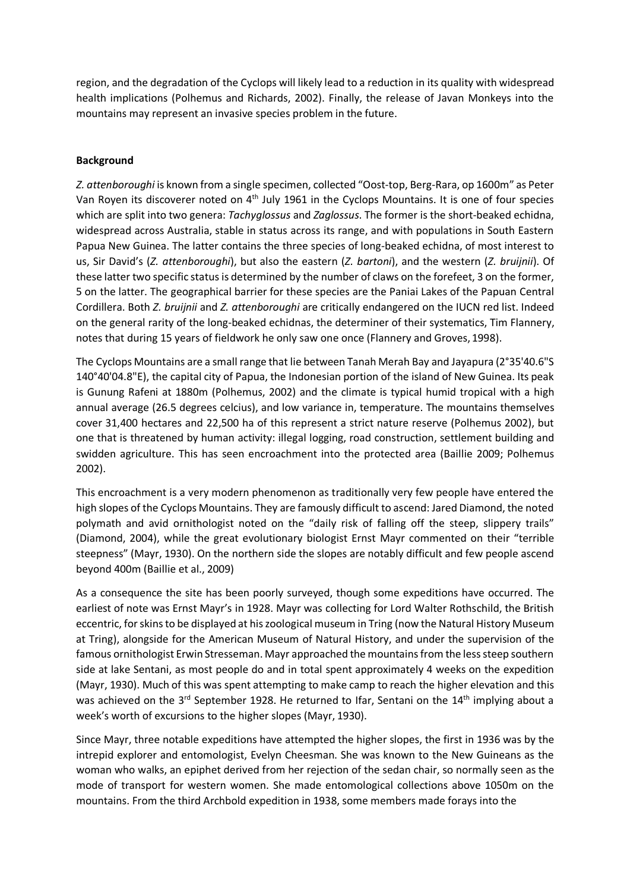region, and the degradation of the Cyclops will likely lead to a reduction in its quality with widespread health implications (Polhemus and Richards, 2002). Finally, the release of Javan Monkeys into the mountains may represent an invasive species problem in the future.

## Background

*Z. attenboroughi* is known from a single specimen, collected "Oost-top, Berg-Rara, op 1600m" as Peter Van Royen its discoverer noted on 4[th] July 1961 in the Cyclops Mountains. It is one of four species which are split into two genera: *Tachyglossus* and *Zaglossus*. The former is the short-beaked echidna, widespread across Australia, stable in status across its range, and with populations in South Eastern Papua New Guinea. The latter contains the three species of long-beaked echidna, of most interest to us, Sir David's (*Z. attenboroughi*), but also the eastern (*Z. bartoni*), and the western (*Z. bruijnii*). Of these latter two specific status is determined by the number of claws on the forefeet, 3 on the former, 5 on the latter. The geographical barrier for these species are the Paniai Lakes of the Papuan Central Cordillera. Both *Z. bruijnii* and *Z. attenboroughi* are critically endangered on the IUCN red list. Indeed on the general rarity of the long-beaked echidnas, the determiner of their systematics, Tim Flannery, notes that during 15 years of fieldwork he only saw one once (Flannery and Groves, 1998).

The Cyclops Mountains are a small range that lie between Tanah Merah Bay and Jayapura (2°35'40.6"S 140°40'04.8"E), the capital city of Papua, the Indonesian portion of the island of New Guinea. Its peak is Gunung Rafeni at 1880m (Polhemus, 2002) and the climate is typical humid tropical with a high annual average (26.5 degrees celcius), and low variance in, temperature. The mountains themselves cover 31,400 hectares and 22,500 ha of this represent a strict nature reserve (Polhemus 2002), but one that is threatened by human activity: illegal logging, road construction, settlement building and swidden agriculture. This has seen encroachment into the protected area (Baillie 2009; Polhemus 2002).

This encroachment is a very modern phenomenon as traditionally very few people have entered the high slopes of the Cyclops Mountains. They are famously difficult to ascend: Jared Diamond, the noted polymath and avid ornithologist noted on the "daily risk of falling off the steep, slippery trails" (Diamond, 2004), while the great evolutionary biologist Ernst Mayr commented on their "terrible steepness" (Mayr, 1930). On the northern side the slopes are notably difficult and few people ascend beyond 400m (Baillie et al., 2009)

As a consequence the site has been poorly surveyed, though some expeditions have occurred. The earliest of note was Ernst Mayr's in 1928. Mayr was collecting for Lord Walter Rothschild, the British eccentric, for skins to be displayed at his zoological museum in Tring (now the Natural History Museum at Tring), alongside for the American Museum of Natural History, and under the supervision of the famous ornithologist Erwin Stresseman. Mayr approached the mountains from the less steep southern side at lake Sentani, as most people do and in total spent approximately 4 weeks on the expedition (Mayr, 1930). Much of this was spent attempting to make camp to reach the higher elevation and this was achieved on the 3[rd] September 1928. He returned to Ifar, Sentani on the 14[th] implying about a week's worth of excursions to the higher slopes (Mayr, 1930).

Since Mayr, three notable expeditions have attempted the higher slopes, the first in 1936 was by the intrepid explorer and entomologist, Evelyn Cheesman. She was known to the New Guineans as the woman who walks, an epiphet derived from her rejection of the sedan chair, so normally seen as the mode of transport for western women. She made entomological collections above 1050m on the mountains. From the third Archbold expedition in 1938, some members made forays into the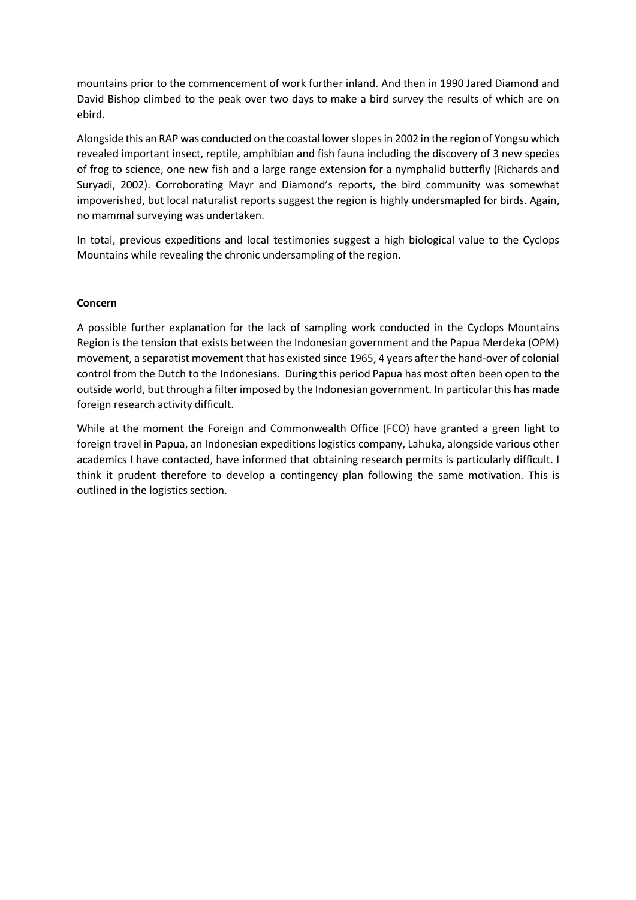mountains prior to the commencement of work further inland. And then in 1990 Jared Diamond and David Bishop climbed to the peak over two days to make a bird survey the results of which are on ebird.

Alongside this an RAP was conducted on the coastal lower slopes in 2002 in the region of Yongsu which revealed important insect, reptile, amphibian and fish fauna including the discovery of 3 new species of frog to science, one new fish and a large range extension for a nymphalid butterfly (Richards and Suryadi, 2002). Corroborating Mayr and Diamond's reports, the bird community was somewhat impoverished, but local naturalist reports suggest the region is highly undersmapled for birds. Again, no mammal surveying was undertaken.

In total, previous expeditions and local testimonies suggest a high biological value to the Cyclops Mountains while revealing the chronic undersampling of the region.

**Concern**

A possible further explanation for the lack of sampling work conducted in the Cyclops Mountains Region is the tension that exists between the Indonesian government and the Papua Merdeka (OPM) movement, a separatist movement that has existed since 1965, 4 years after the hand-over of colonial control from the Dutch to the Indonesians. During this period Papua has most often been open to the outside world, but through a filter imposed by the Indonesian government. In particular this has made foreign research activity difficult.

While at the moment the Foreign and Commonwealth Office (FCO) have granted a green light to foreign travel in Papua, an Indonesian expeditions logistics company, Lahuka, alongside various other academics I have contacted, have informed that obtaining research permits is particularly difficult. I think it prudent therefore to develop a contingency plan following the same motivation. This is outlined in the logistics section.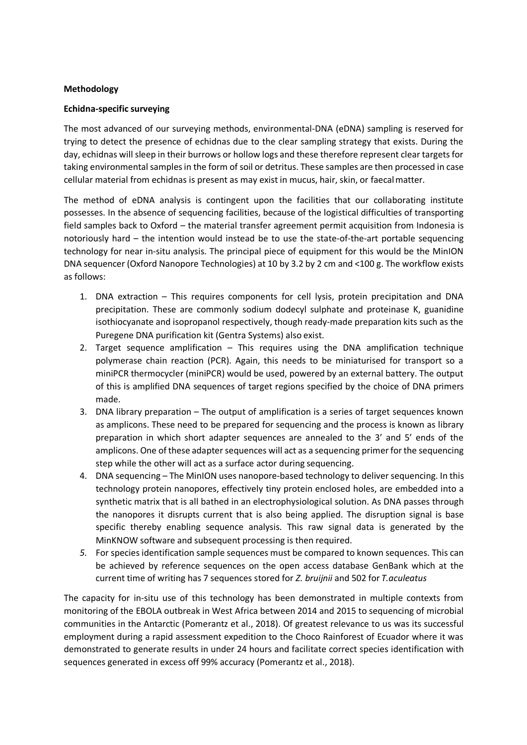**Methodology**

**Echidna-specific surveying**

The most advanced of our surveying methods, environmental-DNA (eDNA) sampling is reserved for trying to detect the presence of echidnas due to the clear sampling strategy that exists. During the day, echidnas will sleep in their burrows or hollow logs and these therefore represent clear targets for taking environmental samples in the form of soil or detritus. These samples are then processed in case cellular material from echidnas is present as may exist in mucus, hair, skin, or faecal matter.

The method of eDNA analysis is contingent upon the facilities that our collaborating institute possesses. In the absence of sequencing facilities, because of the logistical difficulties of transporting field samples back to Oxford – the material transfer agreement permit acquisition from Indonesia is notoriously hard – the intention would instead be to use the state-of-the-art portable sequencing technology for near in-situ analysis. The principal piece of equipment for this would be the MinION DNA sequencer (Oxford Nanopore Technologies) at 10 by 3.2 by 2 cm and <100 g. The workflow exists as follows:

1. DNA extraction – This requires components for cell lysis, protein precipitation and DNA precipitation. These are commonly sodium dodecyl sulphate and proteinase K, guanidine isothiocyanate and isopropanol respectively, though ready-made preparation kits such as the Puregene DNA purification kit (Gentra Systems) also exist.
2. Target sequence amplification – This requires using the DNA amplification technique polymerase chain reaction (PCR). Again, this needs to be miniaturised for transport so a miniPCR thermocycler (miniPCR) would be used, powered by an external battery. The output of this is amplified DNA sequences of target regions specified by the choice of DNA primers made.
3. DNA library preparation – The output of amplification is a series of target sequences known as amplicons. These need to be prepared for sequencing and the process is known as library preparation in which short adapter sequences are annealed to the 3' and 5' ends of the amplicons. One of these adapter sequences will act as a sequencing primer for the sequencing step while the other will act as a surface actor during sequencing.
4. DNA sequencing – The MinION uses nanopore-based technology to deliver sequencing. In this technology protein nanopores, effectively tiny protein enclosed holes, are embedded into a synthetic matrix that is all bathed in an electrophysiological solution. As DNA passes through the nanopores it disrupts current that is also being applied. The disruption signal is base specific thereby enabling sequence analysis. This raw signal data is generated by the MinKNOW software and subsequent processing is then required.
5. For species identification sample sequences must be compared to known sequences. This can be achieved by reference sequences on the open access database GenBank which at the current time of writing has 7 sequences stored for *Z. bruijnii* and 502 for *T.aculeatus*

The capacity for in-situ use of this technology has been demonstrated in multiple contexts from monitoring of the EBOLA outbreak in West Africa between 2014 and 2015 to sequencing of microbial communities in the Antarctic (Pomerantz et al., 2018). Of greatest relevance to us was its successful employment during a rapid assessment expedition to the Choco Rainforest of Ecuador where it was demonstrated to generate results in under 24 hours and facilitate correct species identification with sequences generated in excess off 99% accuracy (Pomerantz et al., 2018).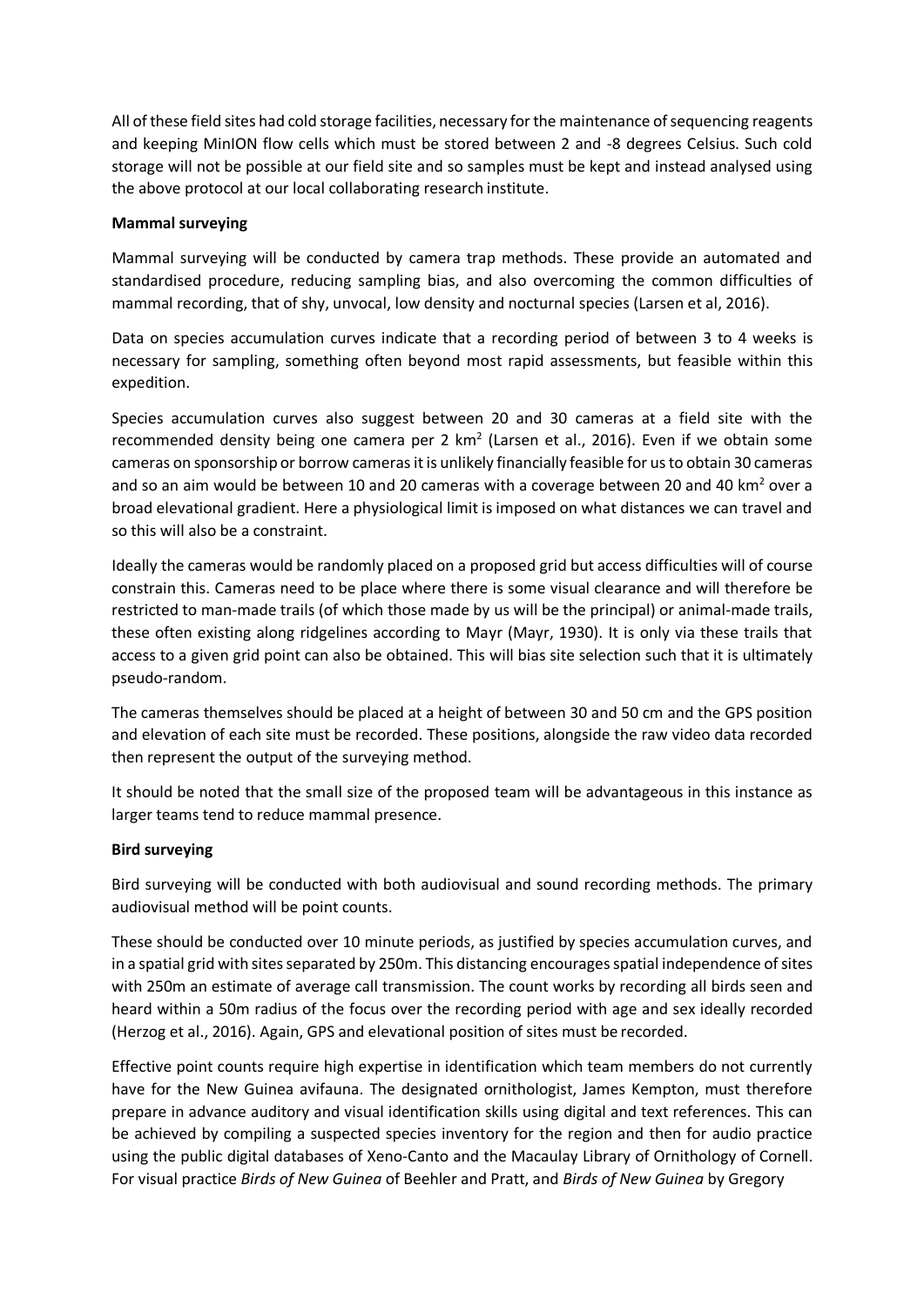All of these field sites had cold storage facilities, necessary for the maintenance of sequencing reagents and keeping MinION flow cells which must be stored between 2 and -8 degrees Celsius. Such cold storage will not be possible at our field site and so samples must be kept and instead analysed using the above protocol at our local collaborating research institute.

**Mammal surveying**

Mammal surveying will be conducted by camera trap methods. These provide an automated and standardised procedure, reducing sampling bias, and also overcoming the common difficulties of mammal recording, that of shy, unvocal, low density and nocturnal species (Larsen et al, 2016).

Data on species accumulation curves indicate that a recording period of between 3 to 4 weeks is necessary for sampling, something often beyond most rapid assessments, but feasible within this expedition.

Species accumulation curves also suggest between 20 and 30 cameras at a field site with the recommended density being one camera per 2 km$^2$ (Larsen et al., 2016). Even if we obtain some cameras on sponsorship or borrow cameras it is unlikely financially feasible for us to obtain 30 cameras and so an aim would be between 10 and 20 cameras with a coverage between 20 and 40 km$^2$ over a broad elevational gradient. Here a physiological limit is imposed on what distances we can travel and so this will also be a constraint.

Ideally the cameras would be randomly placed on a proposed grid but access difficulties will of course constrain this. Cameras need to be place where there is some visual clearance and will therefore be restricted to man-made trails (of which those made by us will be the principal) or animal-made trails, these often existing along ridgelines according to Mayr (Mayr, 1930). It is only via these trails that access to a given grid point can also be obtained. This will bias site selection such that it is ultimately pseudo-random.

The cameras themselves should be placed at a height of between 30 and 50 cm and the GPS position and elevation of each site must be recorded. These positions, alongside the raw video data recorded then represent the output of the surveying method.

It should be noted that the small size of the proposed team will be advantageous in this instance as larger teams tend to reduce mammal presence.

**Bird surveying**

Bird surveying will be conducted with both audiovisual and sound recording methods. The primary audiovisual method will be point counts.

These should be conducted over 10 minute periods, as justified by species accumulation curves, and in a spatial grid with sites separated by 250m. This distancing encourages spatial independence of sites with 250m an estimate of average call transmission. The count works by recording all birds seen and heard within a 50m radius of the focus over the recording period with age and sex ideally recorded (Herzog et al., 2016). Again, GPS and elevational position of sites must be recorded.

Effective point counts require high expertise in identification which team members do not currently have for the New Guinea avifauna. The designated ornithologist, James Kempton, must therefore prepare in advance auditory and visual identification skills using digital and text references. This can be achieved by compiling a suspected species inventory for the region and then for audio practice using the public digital databases of Xeno-Canto and the Macaulay Library of Ornithology of Cornell. For visual practice *Birds of New Guinea* of Beehler and Pratt, and *Birds of New Guinea* by Gregory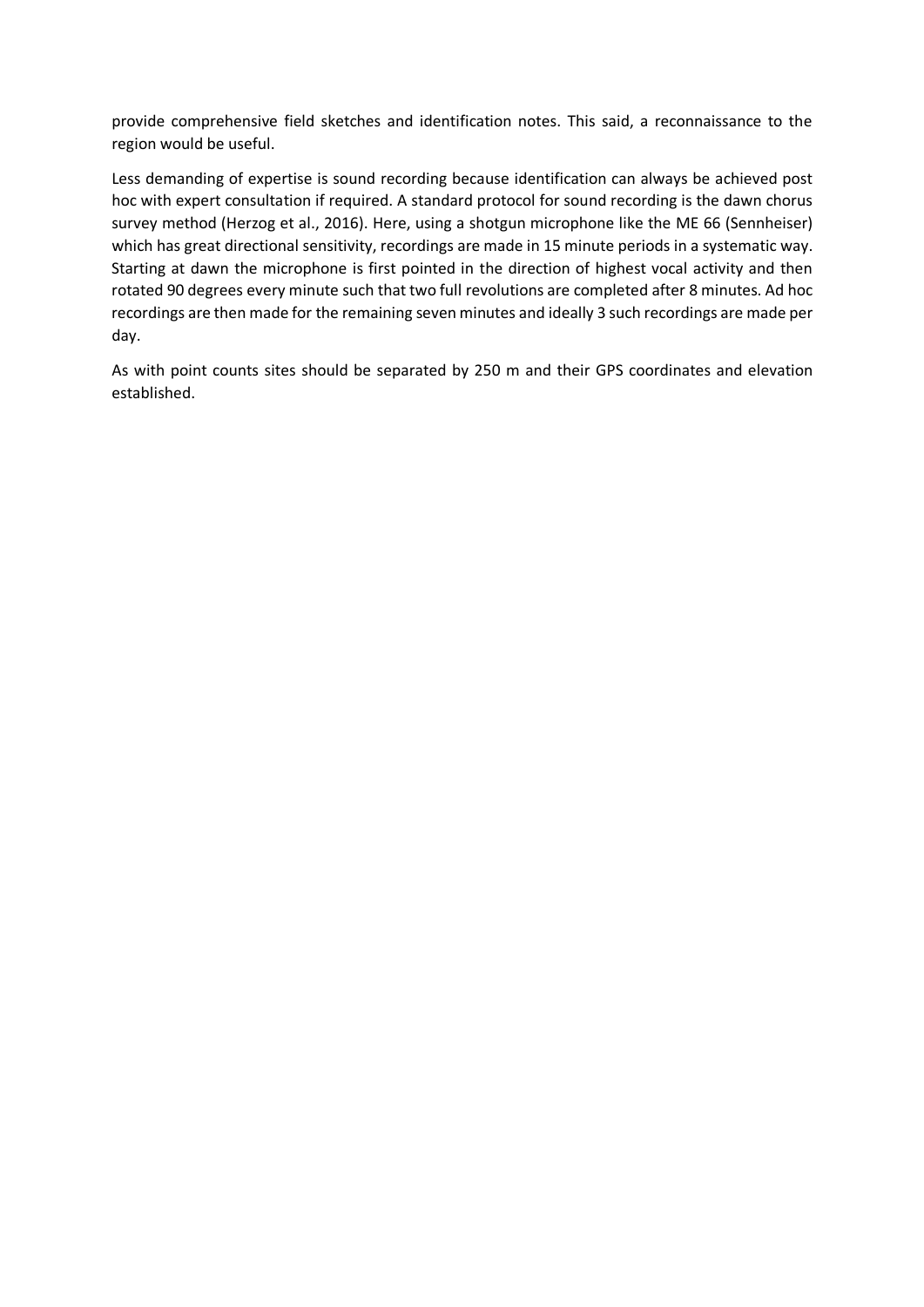provide comprehensive field sketches and identification notes. This said, a reconnaissance to the region would be useful.

Less demanding of expertise is sound recording because identification can always be achieved post hoc with expert consultation if required. A standard protocol for sound recording is the dawn chorus survey method (Herzog et al., 2016). Here, using a shotgun microphone like the ME 66 (Sennheiser) which has great directional sensitivity, recordings are made in 15 minute periods in a systematic way. Starting at dawn the microphone is first pointed in the direction of highest vocal activity and then rotated 90 degrees every minute such that two full revolutions are completed after 8 minutes. Ad hoc recordings are then made for the remaining seven minutes and ideally 3 such recordings are made per day.

As with point counts sites should be separated by 250 m and their GPS coordinates and elevation established.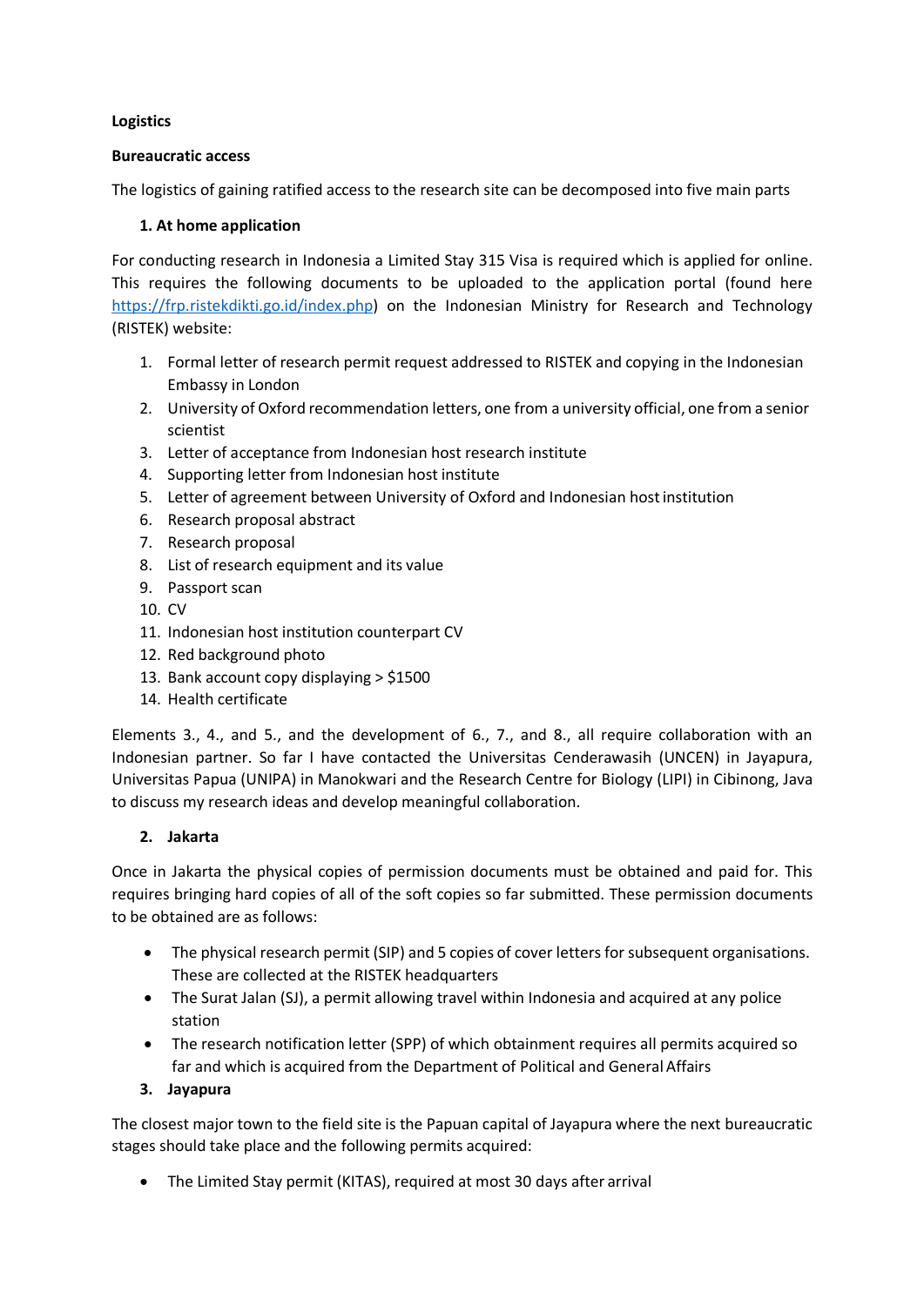**Logistics**

**Bureaucratic access**

The logistics of gaining ratified access to the research site can be decomposed into five main parts

**1. At home application**

For conducting research in Indonesia a Limited Stay 315 Visa is required which is applied for online. This requires the following documents to be uploaded to the application portal (found here [https://frp.ristekdikti.go.id/index.php](https://frp.ristekdikti.go.id/index.php)) on the Indonesian Ministry for Research and Technology (RISTEK) website:

1. Formal letter of research permit request addressed to RISTEK and copying in the Indonesian Embassy in London
2. University of Oxford recommendation letters, one from a university official, one from a senior scientist
3. Letter of acceptance from Indonesian host research institute
4. Supporting letter from Indonesian host institute
5. Letter of agreement between University of Oxford and Indonesian host institution
6. Research proposal abstract
7. Research proposal
8. List of research equipment and its value
9. Passport scan
10. CV
11. Indonesian host institution counterpart CV
12. Red background photo
13. Bank account copy displaying > $1500
14. Health certificate

Elements 3., 4., and 5., and the development of 6., 7., and 8., all require collaboration with an Indonesian partner. So far I have contacted the Universitas Cenderawasih (UNCEN) in Jayapura, Universitas Papua (UNIPA) in Manokwari and the Research Centre for Biology (LIPI) in Cibinong, Java to discuss my research ideas and develop meaningful collaboration.

**2. Jakarta**

Once in Jakarta the physical copies of permission documents must be obtained and paid for. This requires bringing hard copies of all of the soft copies so far submitted. These permission documents to be obtained are as follows:

- The physical research permit (SIP) and 5 copies of cover letters for subsequent organisations. These are collected at the RISTEK headquarters
- The Surat Jalan (SJ), a permit allowing travel within Indonesia and acquired at any police station
- The research notification letter (SPP) of which obtainment requires all permits acquired so far and which is acquired from the Department of Political and General Affairs

**3. Jayapura**

The closest major town to the field site is the Papuan capital of Jayapura where the next bureaucratic stages should take place and the following permits acquired:

- The Limited Stay permit (KITAS), required at most 30 days after arrival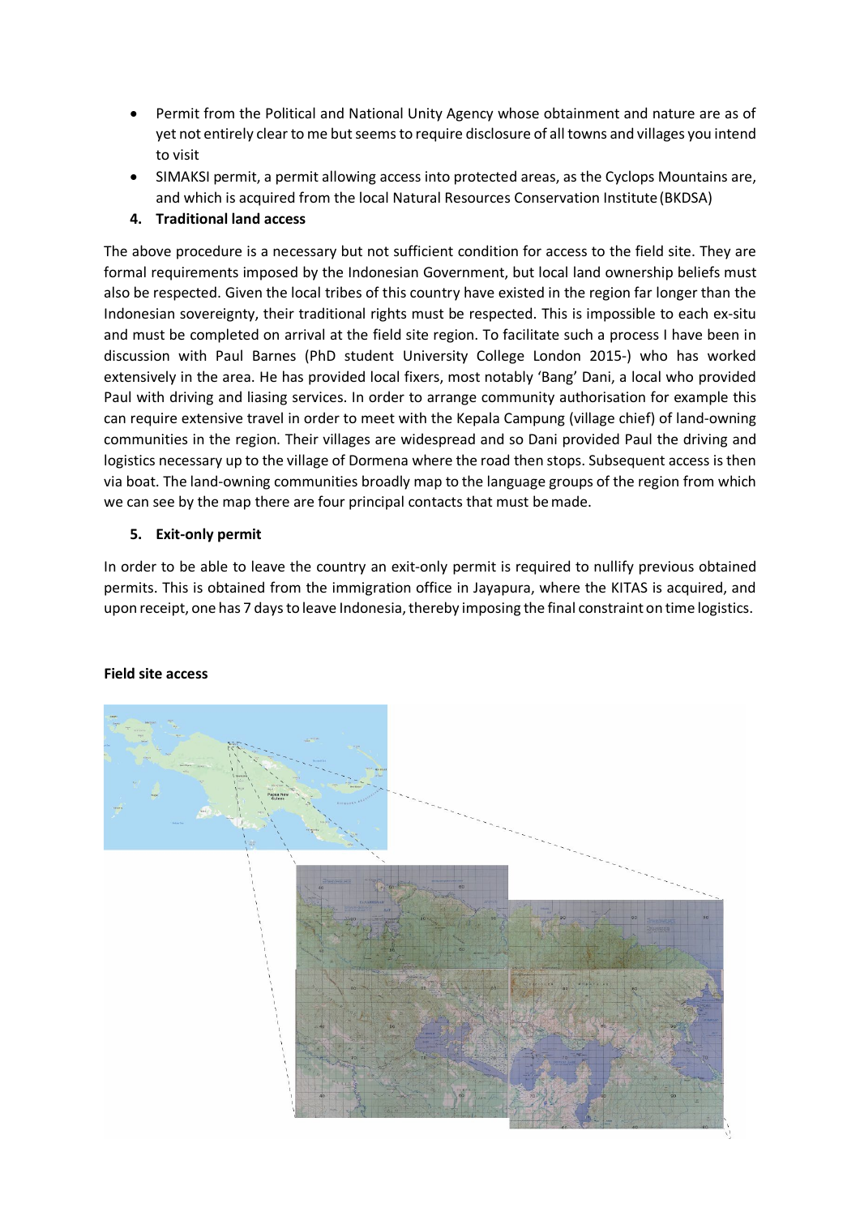- Permit from the Political and National Unity Agency whose obtainment and nature are as of yet not entirely clear to me but seems to require disclosure of all towns and villages you intend to visit
- SIMAKSI permit, a permit allowing access into protected areas, as the Cyclops Mountains are, and which is acquired from the local Natural Resources Conservation Institute (BKDSA)

**4. Traditional land access**

The above procedure is a necessary but not sufficient condition for access to the field site. They are formal requirements imposed by the Indonesian Government, but local land ownership beliefs must also be respected. Given the local tribes of this country have existed in the region far longer than the Indonesian sovereignty, their traditional rights must be respected. This is impossible to each ex-situ and must be completed on arrival at the field site region. To facilitate such a process I have been in discussion with Paul Barnes (PhD student University College London 2015-) who has worked extensively in the area. He has provided local fixers, most notably 'Bang' Dani, a local who provided Paul with driving and liasing services. In order to arrange community authorisation for example this can require extensive travel in order to meet with the Kepala Campung (village chief) of land-owning communities in the region. Their villages are widespread and so Dani provided Paul the driving and logistics necessary up to the village of Dormena where the road then stops. Subsequent access is then via boat. The land-owning communities broadly map to the language groups of the region from which we can see by the map there are four principal contacts that must be made.

**5. Exit-only permit**

In order to be able to leave the country an exit-only permit is required to nullify previous obtained permits. This is obtained from the immigration office in Jayapura, where the KITAS is acquired, and upon receipt, one has 7 days to leave Indonesia, thereby imposing the final constraint on time logistics.

**Field site access**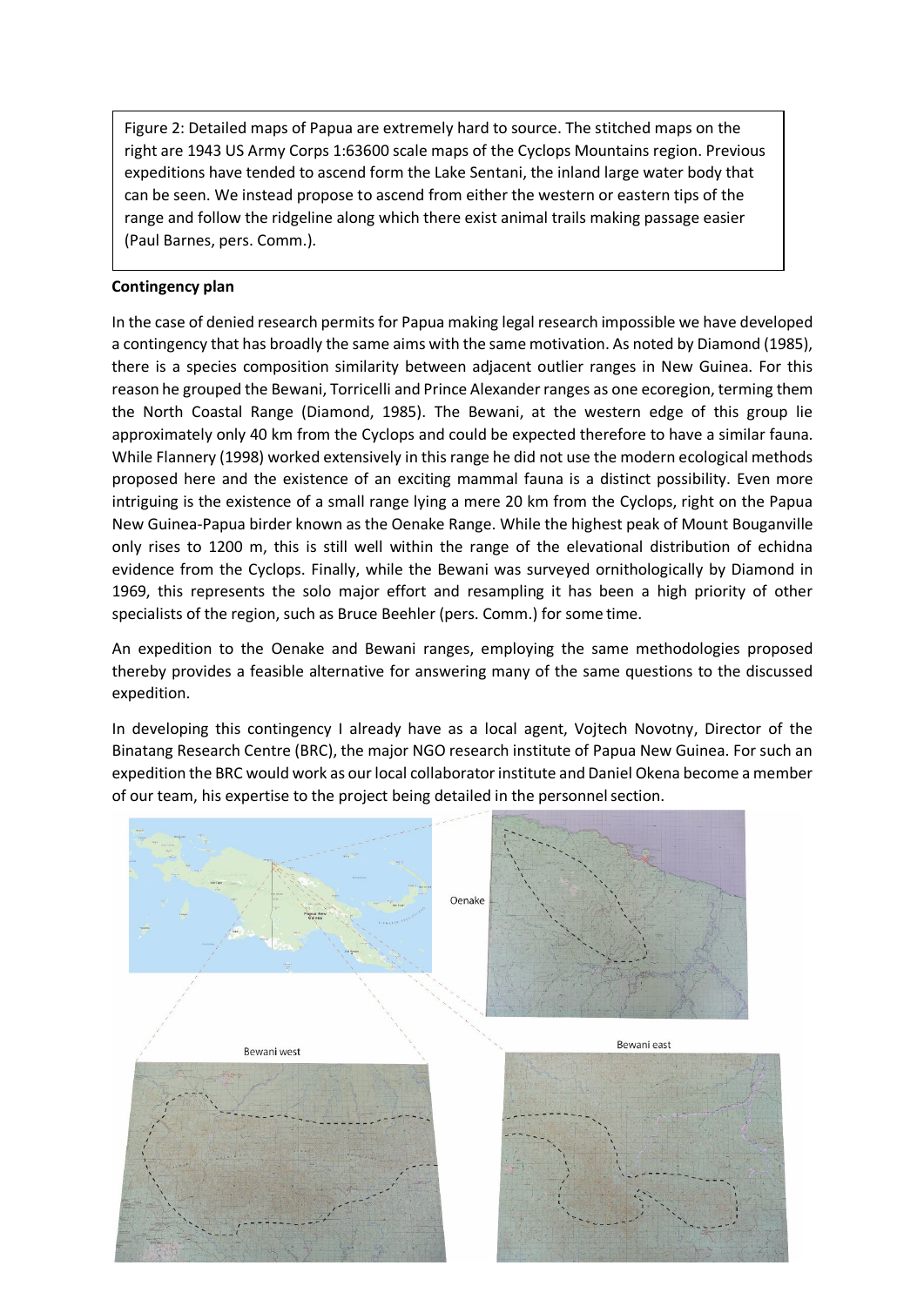Figure 2: Detailed maps of Papua are extremely hard to source. The stitched maps on the right are 1943 US Army Corps 1:63600 scale maps of the Cyclops Mountains region. Previous expeditions have tended to ascend form the Lake Sentani, the inland large water body that can be seen. We instead propose to ascend from either the western or eastern tips of the range and follow the ridgeline along which there exist animal trails making passage easier (Paul Barnes, pers. Comm.).

**Contingency plan**

In the case of denied research permits for Papua making legal research impossible we have developed a contingency that has broadly the same aims with the same motivation. As noted by Diamond (1985), there is a species composition similarity between adjacent outlier ranges in New Guinea. For this reason he grouped the Bewani, Torricelli and Prince Alexander ranges as one ecoregion, terming them the North Coastal Range (Diamond, 1985). The Bewani, at the western edge of this group lie approximately only 40 km from the Cyclops and could be expected therefore to have a similar fauna. While Flannery (1998) worked extensively in this range he did not use the modern ecological methods proposed here and the existence of an exciting mammal fauna is a distinct possibility. Even more intriguing is the existence of a small range lying a mere 20 km from the Cyclops, right on the Papua New Guinea-Papua birder known as the Oenake Range. While the highest peak of Mount Bouganville only rises to 1200 m, this is still well within the range of the elevational distribution of echidna evidence from the Cyclops. Finally, while the Bewani was surveyed ornithologically by Diamond in 1969, this represents the solo major effort and resampling it has been a high priority of other specialists of the region, such as Bruce Beehler (pers. Comm.) for some time.

An expedition to the Oenake and Bewani ranges, employing the same methodologies proposed thereby provides a feasible alternative for answering many of the same questions to the discussed expedition.

In developing this contingency I already have as a local agent, Vojtech Novotny, Director of the Binatang Research Centre (BRC), the major NGO research institute of Papua New Guinea. For such an expedition the BRC would work as our local collaborator institute and Daniel Okena become a member of our team, his expertise to the project being detailed in the personnel section.

Oenake

Bewani west

Bewani east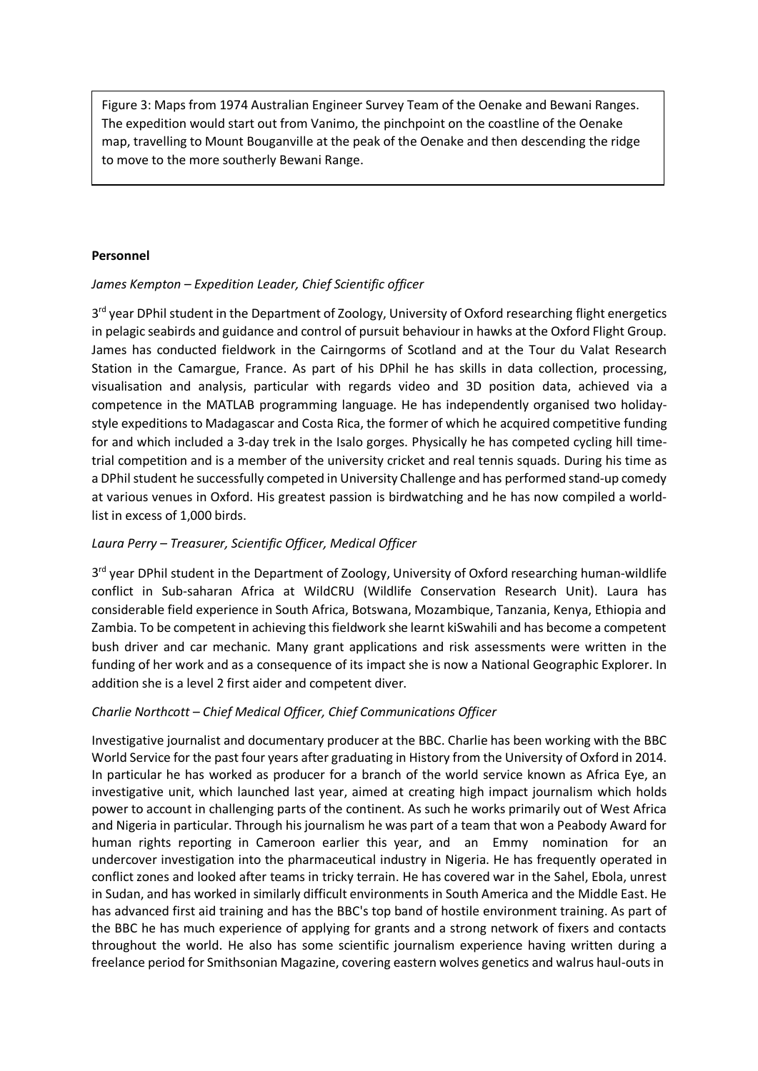Figure 3: Maps from 1974 Australian Engineer Survey Team of the Oenake and Bewani Ranges. The expedition would start out from Vanimo, the pinchpoint on the coastline of the Oenake map, travelling to Mount Bouganville at the peak of the Oenake and then descending the ridge to move to the more southerly Bewani Range.

**Personnel**

*James Kempton – Expedition Leader, Chief Scientific officer*

3rd year DPhil student in the Department of Zoology, University of Oxford researching flight energetics in pelagic seabirds and guidance and control of pursuit behaviour in hawks at the Oxford Flight Group. James has conducted fieldwork in the Cairngorms of Scotland and at the Tour du Valat Research Station in the Camargue, France. As part of his DPhil he has skills in data collection, processing, visualisation and analysis, particular with regards video and 3D position data, achieved via a competence in the MATLAB programming language. He has independently organised two holiday-style expeditions to Madagascar and Costa Rica, the former of which he acquired competitive funding for and which included a 3-day trek in the Isalo gorges. Physically he has competed cycling hill time-trial competition and is a member of the university cricket and real tennis squads. During his time as a DPhil student he successfully competed in University Challenge and has performed stand-up comedy at various venues in Oxford. His greatest passion is birdwatching and he has now compiled a world-list in excess of 1,000 birds.

*Laura Perry – Treasurer, Scientific Officer, Medical Officer*

3rd year DPhil student in the Department of Zoology, University of Oxford researching human-wildlife conflict in Sub-saharan Africa at WildCRU (Wildlife Conservation Research Unit). Laura has considerable field experience in South Africa, Botswana, Mozambique, Tanzania, Kenya, Ethiopia and Zambia. To be competent in achieving this fieldwork she learnt kiSwahili and has become a competent bush driver and car mechanic. Many grant applications and risk assessments were written in the funding of her work and as a consequence of its impact she is now a National Geographic Explorer. In addition she is a level 2 first aider and competent diver.

*Charlie Northcott – Chief Medical Officer, Chief Communications Officer*

Investigative journalist and documentary producer at the BBC. Charlie has been working with the BBC World Service for the past four years after graduating in History from the University of Oxford in 2014. In particular he has worked as producer for a branch of the world service known as Africa Eye, an investigative unit, which launched last year, aimed at creating high impact journalism which holds power to account in challenging parts of the continent. As such he works primarily out of West Africa and Nigeria in particular. Through his journalism he was part of a team that won a Peabody Award for human rights reporting in Cameroon earlier this year, and an Emmy nomination for an undercover investigation into the pharmaceutical industry in Nigeria. He has frequently operated in conflict zones and looked after teams in tricky terrain. He has covered war in the Sahel, Ebola, unrest in Sudan, and has worked in similarly difficult environments in South America and the Middle East. He has advanced first aid training and has the BBC's top band of hostile environment training. As part of the BBC he has much experience of applying for grants and a strong network of fixers and contacts throughout the world. He also has some scientific journalism experience having written during a freelance period for Smithsonian Magazine, covering eastern wolves genetics and walrus haul-outs in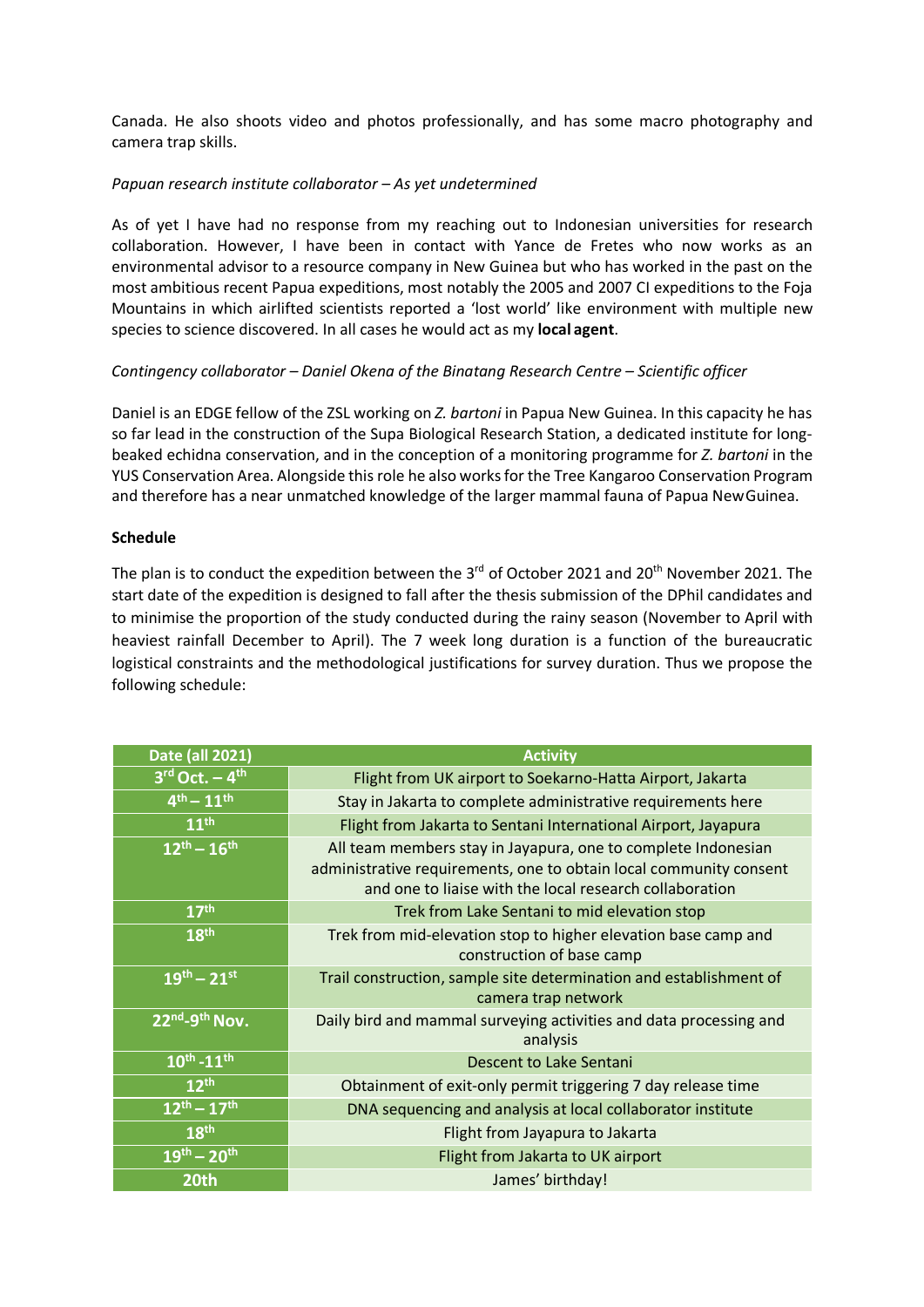Canada. He also shoots video and photos professionally, and has some macro photography and camera trap skills.

*Papuan research institute collaborator – As yet undetermined*

As of yet I have had no response from my reaching out to Indonesian universities for research collaboration. However, I have been in contact with Yance de Fretes who now works as an environmental advisor to a resource company in New Guinea but who has worked in the past on the most ambitious recent Papua expeditions, most notably the 2005 and 2007 CI expeditions to the Foja Mountains in which airlifted scientists reported a 'lost world' like environment with multiple new species to science discovered. In all cases he would act as my **local agent**.

*Contingency collaborator – Daniel Okena of the Binatang Research Centre – Scientific officer*

Daniel is an EDGE fellow of the ZSL working on *Z. bartoni* in Papua New Guinea. In this capacity he has so far lead in the construction of the Supa Biological Research Station, a dedicated institute for long-beaked echidna conservation, and in the conception of a monitoring programme for *Z. bartoni* in the YUS Conservation Area. Alongside this role he also works for the Tree Kangaroo Conservation Program and therefore has a near unmatched knowledge of the larger mammal fauna of Papua New Guinea.

**Schedule**

The plan is to conduct the expedition between the 3rd of October 2021 and 20th November 2021. The start date of the expedition is designed to fall after the thesis submission of the DPhil candidates and to minimise the proportion of the study conducted during the rainy season (November to April with heaviest rainfall December to April). The 7 week long duration is a function of the bureaucratic logistical constraints and the methodological justifications for survey duration. Thus we propose the following schedule:

| Date (all 2021) | Activity |
| --- | --- |
| 3rd Oct. – 4th | Flight from UK airport to Soekarno-Hatta Airport, Jakarta |
| 4th – 11th | Stay in Jakarta to complete administrative requirements here |
| 11th | Flight from Jakarta to Sentani International Airport, Jayapura |
| 12th – 16th | All team members stay in Jayapura, one to complete Indonesian administrative requirements, one to obtain local community consent and one to liaise with the local research collaboration |
| 17th | Trek from Lake Sentani to mid elevation stop |
| 18th | Trek from mid-elevation stop to higher elevation base camp and construction of base camp |
| 19th – 21st | Trail construction, sample site determination and establishment of camera trap network |
| 22nd-9th Nov. | Daily bird and mammal surveying activities and data processing and analysis |
| 10th -11th | Descent to Lake Sentani |
| 12th | Obtainment of exit-only permit triggering 7 day release time |
| 12th – 17th | DNA sequencing and analysis at local collaborator institute |
| 18th | Flight from Jayapura to Jakarta |
| 19th – 20th | Flight from Jakarta to UK airport |
| 20th | James' birthday! |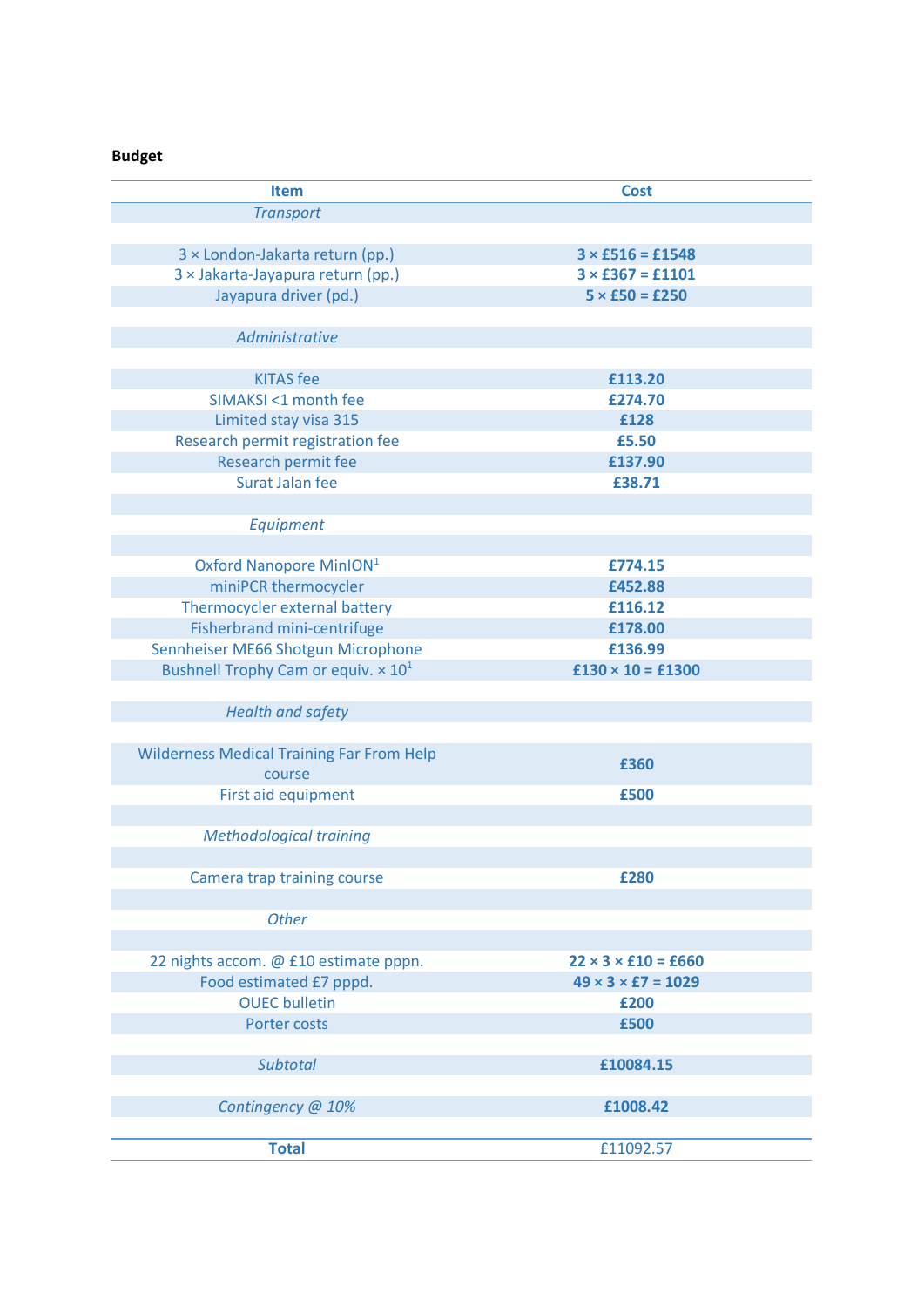**Budget**

| Item | Cost |
|---|---|
| *Transport* | |
| 3 × London-Jakarta return (pp.) | **3 × £516 = £1548** |
| 3 × Jakarta-Jayapura return (pp.) | **3 × £367 = £1101** |
| Jayapura driver (pd.) | **5 × £50 = £250** |
| *Administrative* | |
| KITAS fee | **£113.20** |
| SIMAKSI <1 month fee | **£274.70** |
| Limited stay visa 315 | **£128** |
| Research permit registration fee | **£5.50** |
| Research permit fee | **£137.90** |
| Surat Jalan fee | **£38.71** |
| *Equipment* | |
| Oxford Nanopore MinION[1] | **£774.15** |
| miniPCR thermocycler | **£452.88** |
| Thermocycler external battery | **£116.12** |
| Fisherbrand mini-centrifuge | **£178.00** |
| Sennheiser ME66 Shotgun Microphone | **£136.99** |
| Bushnell Trophy Cam or equiv. × 10[1] | **£130 × 10 = £1300** |
| *Health and safety* | |
| Wilderness Medical Training Far From Help course | **£360** |
| First aid equipment | **£500** |
| *Methodological training* | |
| Camera trap training course | **£280** |
| *Other* | |
| 22 nights accom. @ £10 estimate pppn. | **22 × 3 × £10 = £660** |
| Food estimated £7 pppd. | **49 × 3 × £7 = 1029** |
| OUEC bulletin | **£200** |
| Porter costs | **£500** |
| *Subtotal* | **£10084.15** |
| *Contingency @ 10%* | **£1008.42** |
| **Total** | £11092.57 |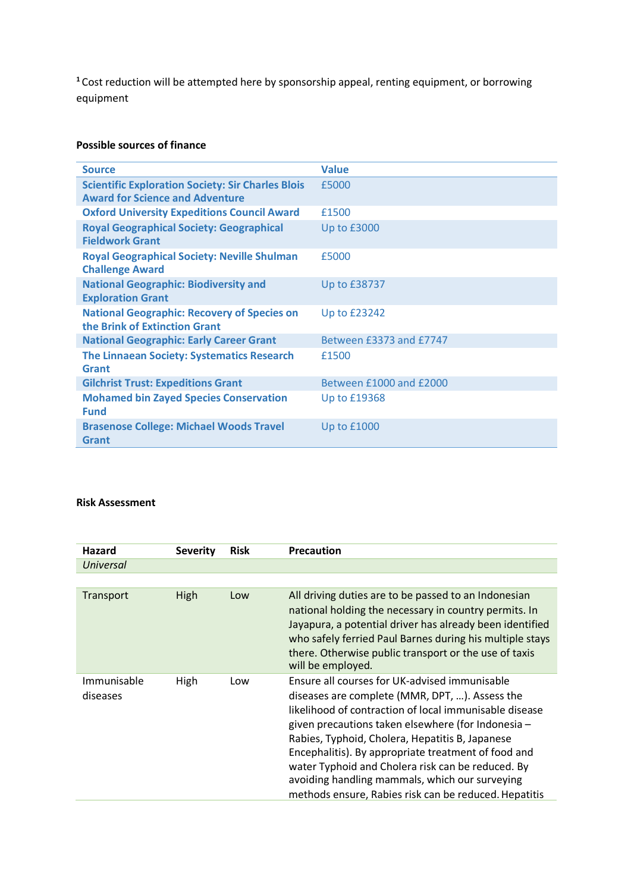[1] Cost reduction will be attempted here by sponsorship appeal, renting equipment, or borrowing equipment

**Possible sources of finance**

| Source | Value |
|---|---|
| **Scientific Exploration Society: Sir Charles Blois Award for Science and Adventure** | £5000 |
| **Oxford University Expeditions Council Award** | £1500 |
| **Royal Geographical Society: Geographical Fieldwork Grant** | Up to £3000 |
| **Royal Geographical Society: Neville Shulman Challenge Award** | £5000 |
| **National Geographic: Biodiversity and Exploration Grant** | Up to £38737 |
| **National Geographic: Recovery of Species on the Brink of Extinction Grant** | Up to £23242 |
| **National Geographic: Early Career Grant** | Between £3373 and £7747 |
| **The Linnaean Society: Systematics Research Grant** | £1500 |
| **Gilchrist Trust: Expeditions Grant** | Between £1000 and £2000 |
| **Mohamed bin Zayed Species Conservation Fund** | Up to £19368 |
| **Brasenose College: Michael Woods Travel Grant** | Up to £1000 |

**Risk Assessment**

| Hazard | Severity | Risk | Precaution |
|---|---|---|---|
| *Universal* | | | |
| Transport | High | Low | All driving duties are to be passed to an Indonesian national holding the necessary in country permits. In Jayapura, a potential driver has already been identified who safely ferried Paul Barnes during his multiple stays there. Otherwise public transport or the use of taxis will be employed. |
| Immunisable diseases | High | Low | Ensure all courses for UK-advised immunisable diseases are complete (MMR, DPT, …). Assess the likelihood of contraction of local immunisable disease given precautions taken elsewhere (for Indonesia – Rabies, Typhoid, Cholera, Hepatitis B, Japanese Encephalitis). By appropriate treatment of food and water Typhoid and Cholera risk can be reduced. By avoiding handling mammals, which our surveying methods ensure, Rabies risk can be reduced. Hepatitis |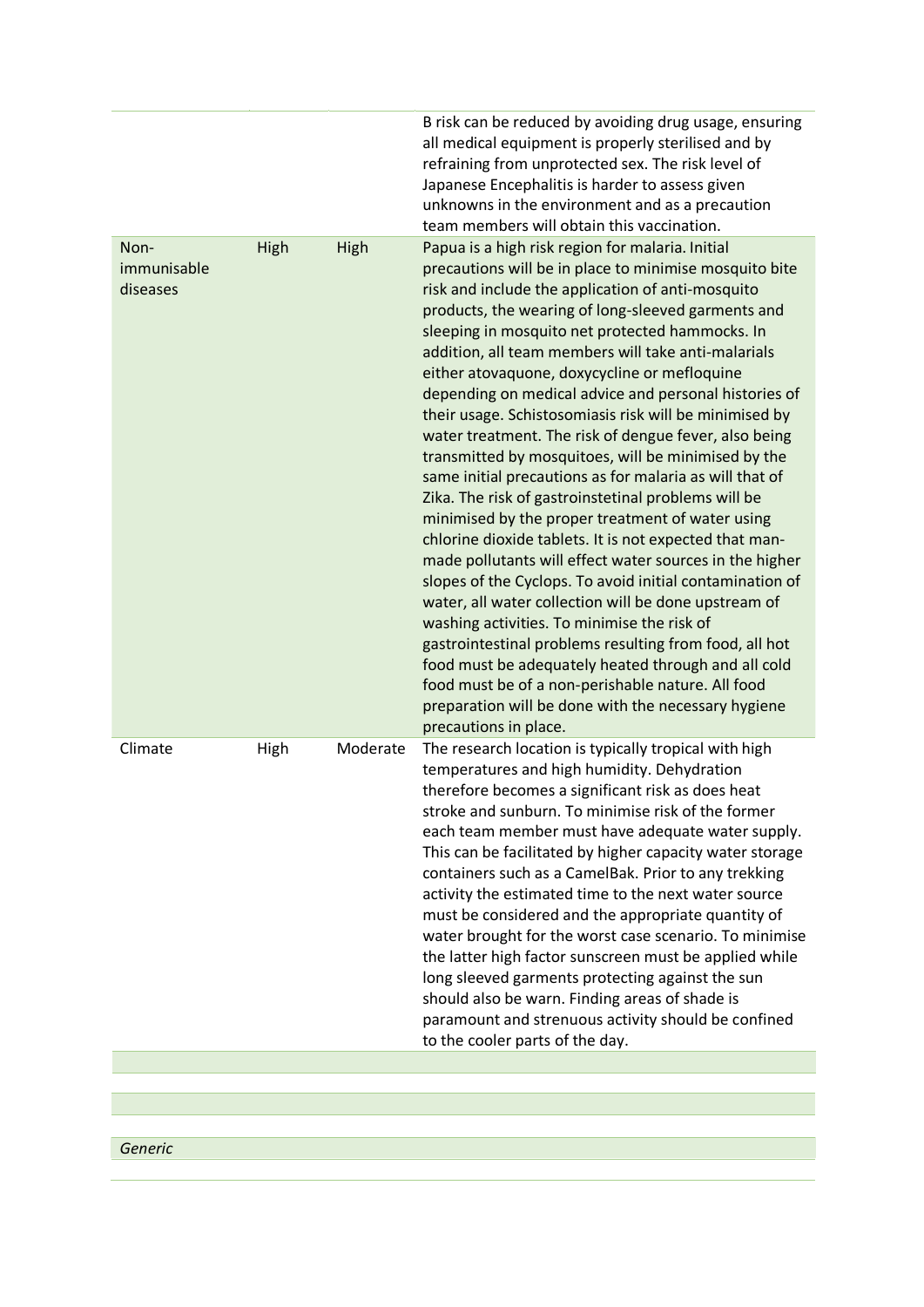| | | | |
|---|---|---|---|
| | | | B risk can be reduced by avoiding drug usage, ensuring all medical equipment is properly sterilised and by refraining from unprotected sex. The risk level of Japanese Encephalitis is harder to assess given unknowns in the environment and as a precaution team members will obtain this vaccination. |
| Non-immunisable diseases | High | High | Papua is a high risk region for malaria. Initial precautions will be in place to minimise mosquito bite risk and include the application of anti-mosquito products, the wearing of long-sleeved garments and sleeping in mosquito net protected hammocks. In addition, all team members will take anti-malarials either atovaquone, doxycycline or mefloquine depending on medical advice and personal histories of their usage. Schistosomiasis risk will be minimised by water treatment. The risk of dengue fever, also being transmitted by mosquitoes, will be minimised by the same initial precautions as for malaria as will that of Zika. The risk of gastroinstetinal problems will be minimised by the proper treatment of water using chlorine dioxide tablets. It is not expected that man-made pollutants will effect water sources in the higher slopes of the Cyclops. To avoid initial contamination of water, all water collection will be done upstream of washing activities. To minimise the risk of gastrointestinal problems resulting from food, all hot food must be adequately heated through and all cold food must be of a non-perishable nature. All food preparation will be done with the necessary hygiene precautions in place. |
| Climate | High | Moderate | The research location is typically tropical with high temperatures and high humidity. Dehydration therefore becomes a significant risk as does heat stroke and sunburn. To minimise risk of the former each team member must have adequate water supply. This can be facilitated by higher capacity water storage containers such as a CamelBak. Prior to any trekking activity the estimated time to the next water source must be considered and the appropriate quantity of water brought for the worst case scenario. To minimise the latter high factor sunscreen must be applied while long sleeved garments protecting against the sun should also be warn. Finding areas of shade is paramount and strenuous activity should be confined to the cooler parts of the day. |
| | | | |
| | | | |
| | | | |
| *Generic* | | | |
| | | | |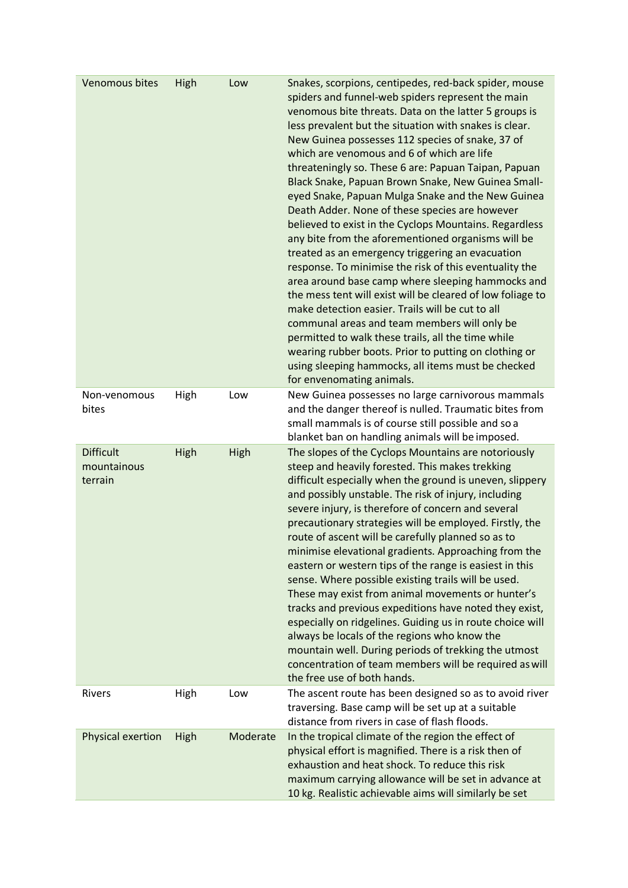| | | | |
|---|---|---|---|
| Venomous bites | High | Low | Snakes, scorpions, centipedes, red-back spider, mouse spiders and funnel-web spiders represent the main venomous bite threats. Data on the latter 5 groups is less prevalent but the situation with snakes is clear. New Guinea possesses 112 species of snake, 37 of which are venomous and 6 of which are life threateningly so. These 6 are: Papuan Taipan, Papuan Black Snake, Papuan Brown Snake, New Guinea Small-eyed Snake, Papuan Mulga Snake and the New Guinea Death Adder. None of these species are however believed to exist in the Cyclops Mountains. Regardless any bite from the aforementioned organisms will be treated as an emergency triggering an evacuation response. To minimise the risk of this eventuality the area around base camp where sleeping hammocks and the mess tent will exist will be cleared of low foliage to make detection easier. Trails will be cut to all communal areas and team members will only be permitted to walk these trails, all the time while wearing rubber boots. Prior to putting on clothing or using sleeping hammocks, all items must be checked for envenomating animals. |
| Non-venomous bites | High | Low | New Guinea possesses no large carnivorous mammals and the danger thereof is nulled. Traumatic bites from small mammals is of course still possible and so a blanket ban on handling animals will be imposed. |
| Difficult mountainous terrain | High | High | The slopes of the Cyclops Mountains are notoriously steep and heavily forested. This makes trekking difficult especially when the ground is uneven, slippery and possibly unstable. The risk of injury, including severe injury, is therefore of concern and several precautionary strategies will be employed. Firstly, the route of ascent will be carefully planned so as to minimise elevational gradients. Approaching from the eastern or western tips of the range is easiest in this sense. Where possible existing trails will be used. These may exist from animal movements or hunter's tracks and previous expeditions have noted they exist, especially on ridgelines. Guiding us in route choice will always be locals of the regions who know the mountain well. During periods of trekking the utmost concentration of team members will be required as will the free use of both hands. |
| Rivers | High | Low | The ascent route has been designed so as to avoid river traversing. Base camp will be set up at a suitable distance from rivers in case of flash floods. |
| Physical exertion | High | Moderate | In the tropical climate of the region the effect of physical effort is magnified. There is a risk then of exhaustion and heat shock. To reduce this risk maximum carrying allowance will be set in advance at 10 kg. Realistic achievable aims will similarly be set |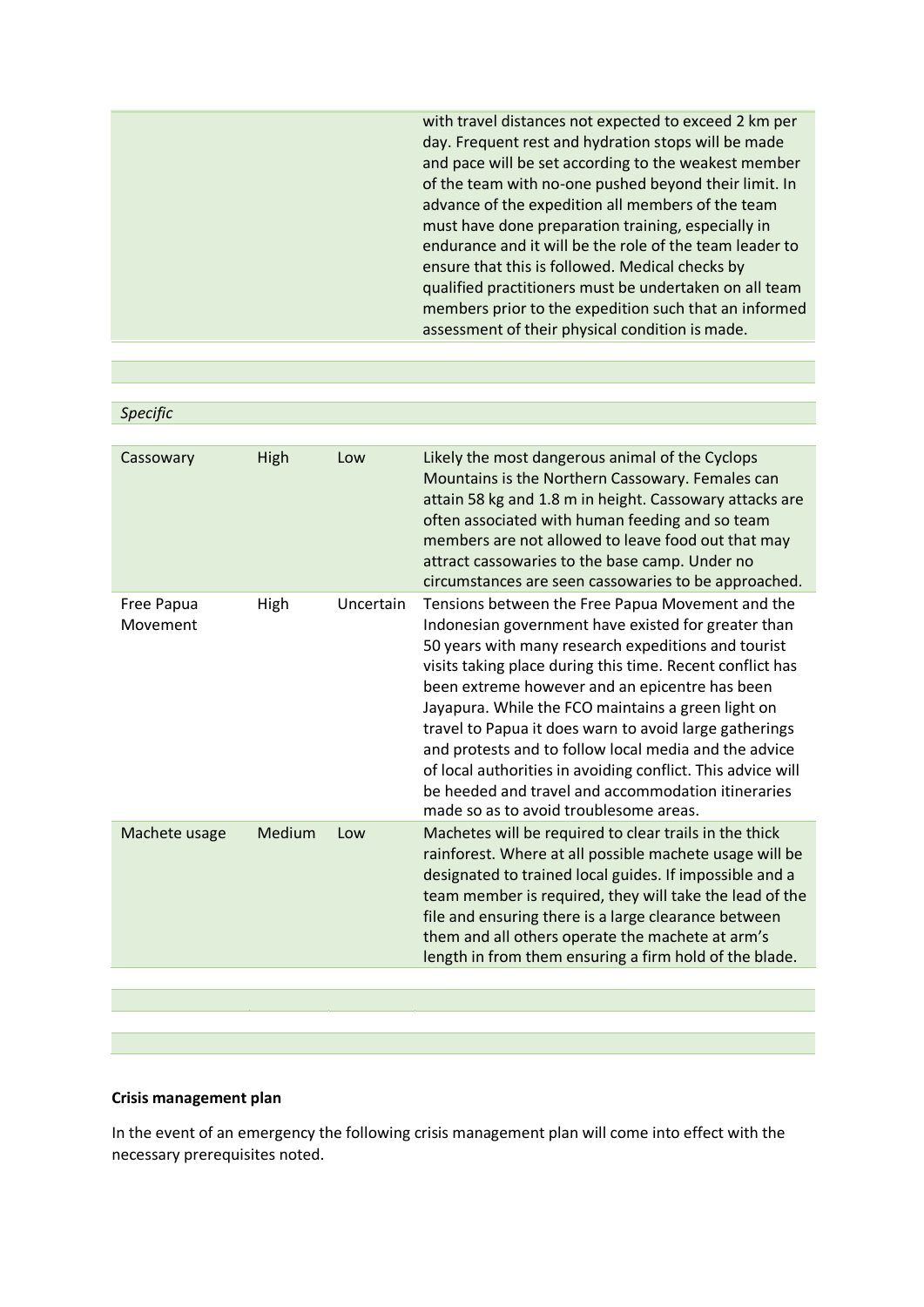| | | | |
|---|---|---|---|
| | | | with travel distances not expected to exceed 2 km per day. Frequent rest and hydration stops will be made and pace will be set according to the weakest member of the team with no-one pushed beyond their limit. In advance of the expedition all members of the team must have done preparation training, especially in endurance and it will be the role of the team leader to ensure that this is followed. Medical checks by qualified practitioners must be undertaken on all team members prior to the expedition such that an informed assessment of their physical condition is made. |
| | | | |
| *Specific* | | | |
| Cassowary | High | Low | Likely the most dangerous animal of the Cyclops Mountains is the Northern Cassowary. Females can attain 58 kg and 1.8 m in height. Cassowary attacks are often associated with human feeding and so team members are not allowed to leave food out that may attract cassowaries to the base camp. Under no circumstances are seen cassowaries to be approached. |
| Free Papua Movement | High | Uncertain | Tensions between the Free Papua Movement and the Indonesian government have existed for greater than 50 years with many research expeditions and tourist visits taking place during this time. Recent conflict has been extreme however and an epicentre has been Jayapura. While the FCO maintains a green light on travel to Papua it does warn to avoid large gatherings and protests and to follow local media and the advice of local authorities in avoiding conflict. This advice will be heeded and travel and accommodation itineraries made so as to avoid troublesome areas. |
| Machete usage | Medium | Low | Machetes will be required to clear trails in the thick rainforest. Where at all possible machete usage will be designated to trained local guides. If impossible and a team member is required, they will take the lead of the file and ensuring there is a large clearance between them and all others operate the machete at arm's length in from them ensuring a firm hold of the blade. |
| | | | |
| | | | |

**Crisis management plan**

In the event of an emergency the following crisis management plan will come into effect with the necessary prerequisites noted.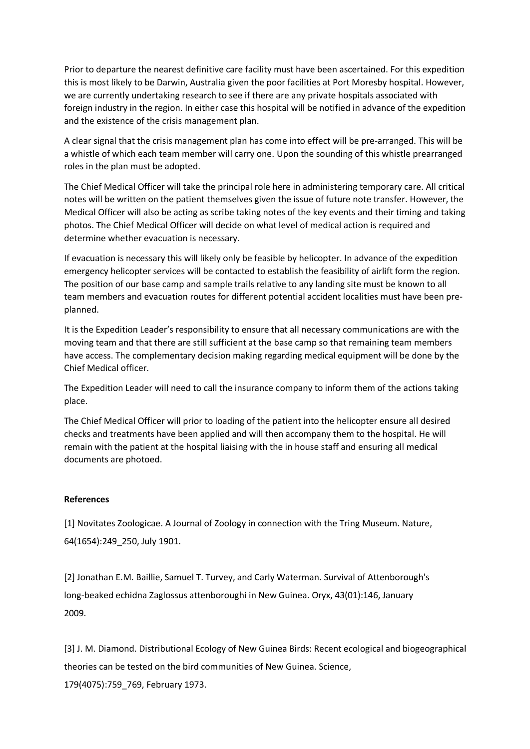Prior to departure the nearest definitive care facility must have been ascertained. For this expedition this is most likely to be Darwin, Australia given the poor facilities at Port Moresby hospital. However, we are currently undertaking research to see if there are any private hospitals associated with foreign industry in the region. In either case this hospital will be notified in advance of the expedition and the existence of the crisis management plan.

A clear signal that the crisis management plan has come into effect will be pre-arranged. This will be a whistle of which each team member will carry one. Upon the sounding of this whistle prearranged roles in the plan must be adopted.

The Chief Medical Officer will take the principal role here in administering temporary care. All critical notes will be written on the patient themselves given the issue of future note transfer. However, the Medical Officer will also be acting as scribe taking notes of the key events and their timing and taking photos. The Chief Medical Officer will decide on what level of medical action is required and determine whether evacuation is necessary.

If evacuation is necessary this will likely only be feasible by helicopter. In advance of the expedition emergency helicopter services will be contacted to establish the feasibility of airlift form the region. The position of our base camp and sample trails relative to any landing site must be known to all team members and evacuation routes for different potential accident localities must have been pre-planned.

It is the Expedition Leader's responsibility to ensure that all necessary communications are with the moving team and that there are still sufficient at the base camp so that remaining team members have access. The complementary decision making regarding medical equipment will be done by the Chief Medical officer.

The Expedition Leader will need to call the insurance company to inform them of the actions taking place.

The Chief Medical Officer will prior to loading of the patient into the helicopter ensure all desired checks and treatments have been applied and will then accompany them to the hospital. He will remain with the patient at the hospital liaising with the in house staff and ensuring all medical documents are photoed.

**References**

[1] Novitates Zoologicae. A Journal of Zoology in connection with the Tring Museum. Nature, 64(1654):249_250, July 1901.

[2] Jonathan E.M. Baillie, Samuel T. Turvey, and Carly Waterman. Survival of Attenborough's long-beaked echidna Zaglossus attenboroughi in New Guinea. Oryx, 43(01):146, January 2009.

[3] J. M. Diamond. Distributional Ecology of New Guinea Birds: Recent ecological and biogeographical theories can be tested on the bird communities of New Guinea. Science, 179(4075):759_769, February 1973.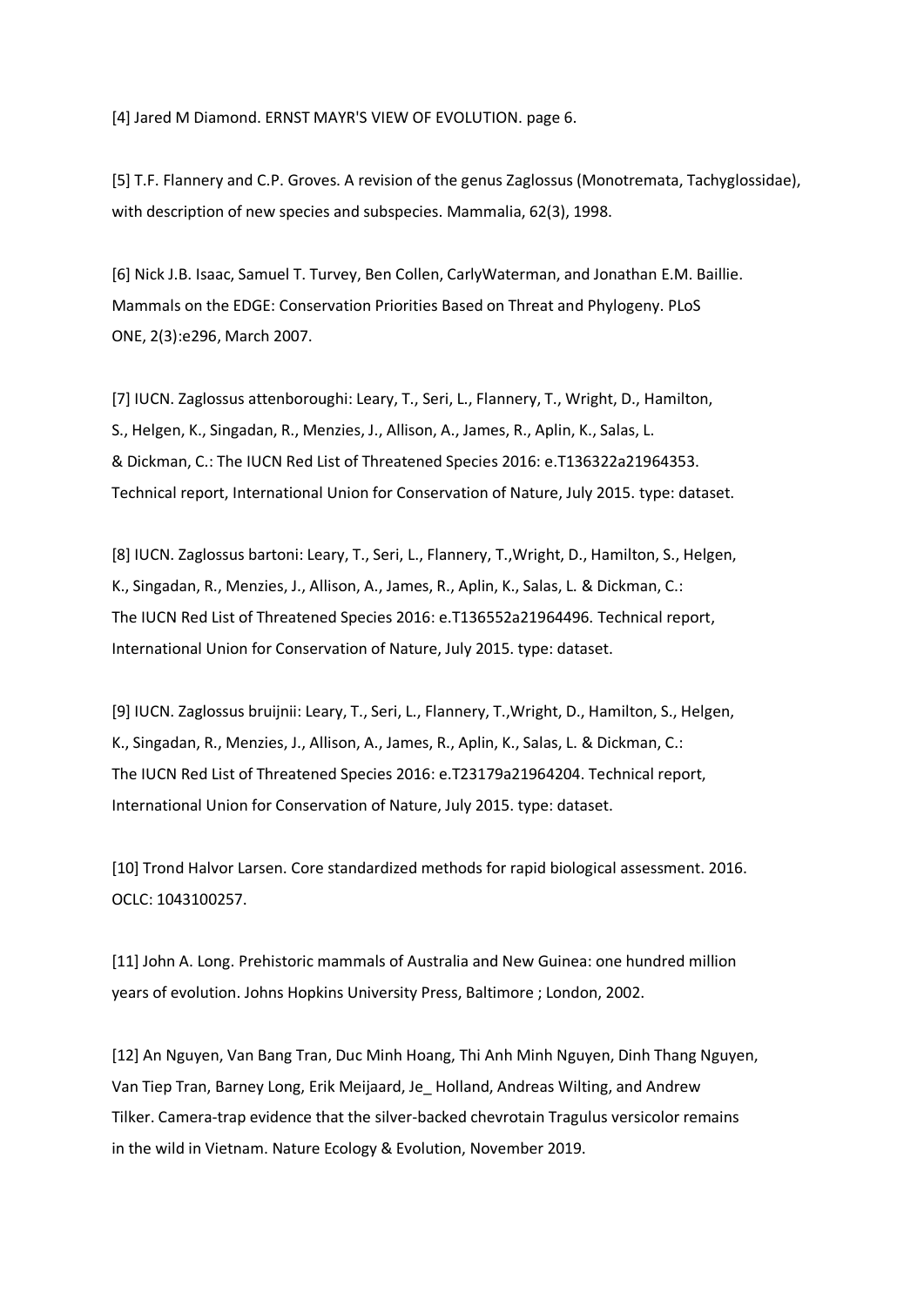[4] Jared M Diamond. ERNST MAYR'S VIEW OF EVOLUTION. page 6.

[5] T.F. Flannery and C.P. Groves. A revision of the genus Zaglossus (Monotremata, Tachyglossidae), with description of new species and subspecies. Mammalia, 62(3), 1998.

[6] Nick J.B. Isaac, Samuel T. Turvey, Ben Collen, CarlyWaterman, and Jonathan E.M. Baillie. Mammals on the EDGE: Conservation Priorities Based on Threat and Phylogeny. PLoS ONE, 2(3):e296, March 2007.

[7] IUCN. Zaglossus attenboroughi: Leary, T., Seri, L., Flannery, T., Wright, D., Hamilton, S., Helgen, K., Singadan, R., Menzies, J., Allison, A., James, R., Aplin, K., Salas, L. & Dickman, C.: The IUCN Red List of Threatened Species 2016: e.T136322a21964353. Technical report, International Union for Conservation of Nature, July 2015. type: dataset.

[8] IUCN. Zaglossus bartoni: Leary, T., Seri, L., Flannery, T.,Wright, D., Hamilton, S., Helgen, K., Singadan, R., Menzies, J., Allison, A., James, R., Aplin, K., Salas, L. & Dickman, C.: The IUCN Red List of Threatened Species 2016: e.T136552a21964496. Technical report, International Union for Conservation of Nature, July 2015. type: dataset.

[9] IUCN. Zaglossus bruijnii: Leary, T., Seri, L., Flannery, T.,Wright, D., Hamilton, S., Helgen, K., Singadan, R., Menzies, J., Allison, A., James, R., Aplin, K., Salas, L. & Dickman, C.: The IUCN Red List of Threatened Species 2016: e.T23179a21964204. Technical report, International Union for Conservation of Nature, July 2015. type: dataset.

[10] Trond Halvor Larsen. Core standardized methods for rapid biological assessment. 2016. OCLC: 1043100257.

[11] John A. Long. Prehistoric mammals of Australia and New Guinea: one hundred million years of evolution. Johns Hopkins University Press, Baltimore ; London, 2002.

[12] An Nguyen, Van Bang Tran, Duc Minh Hoang, Thi Anh Minh Nguyen, Dinh Thang Nguyen, Van Tiep Tran, Barney Long, Erik Meijaard, Je_ Holland, Andreas Wilting, and Andrew Tilker. Camera-trap evidence that the silver-backed chevrotain Tragulus versicolor remains in the wild in Vietnam. Nature Ecology & Evolution, November 2019.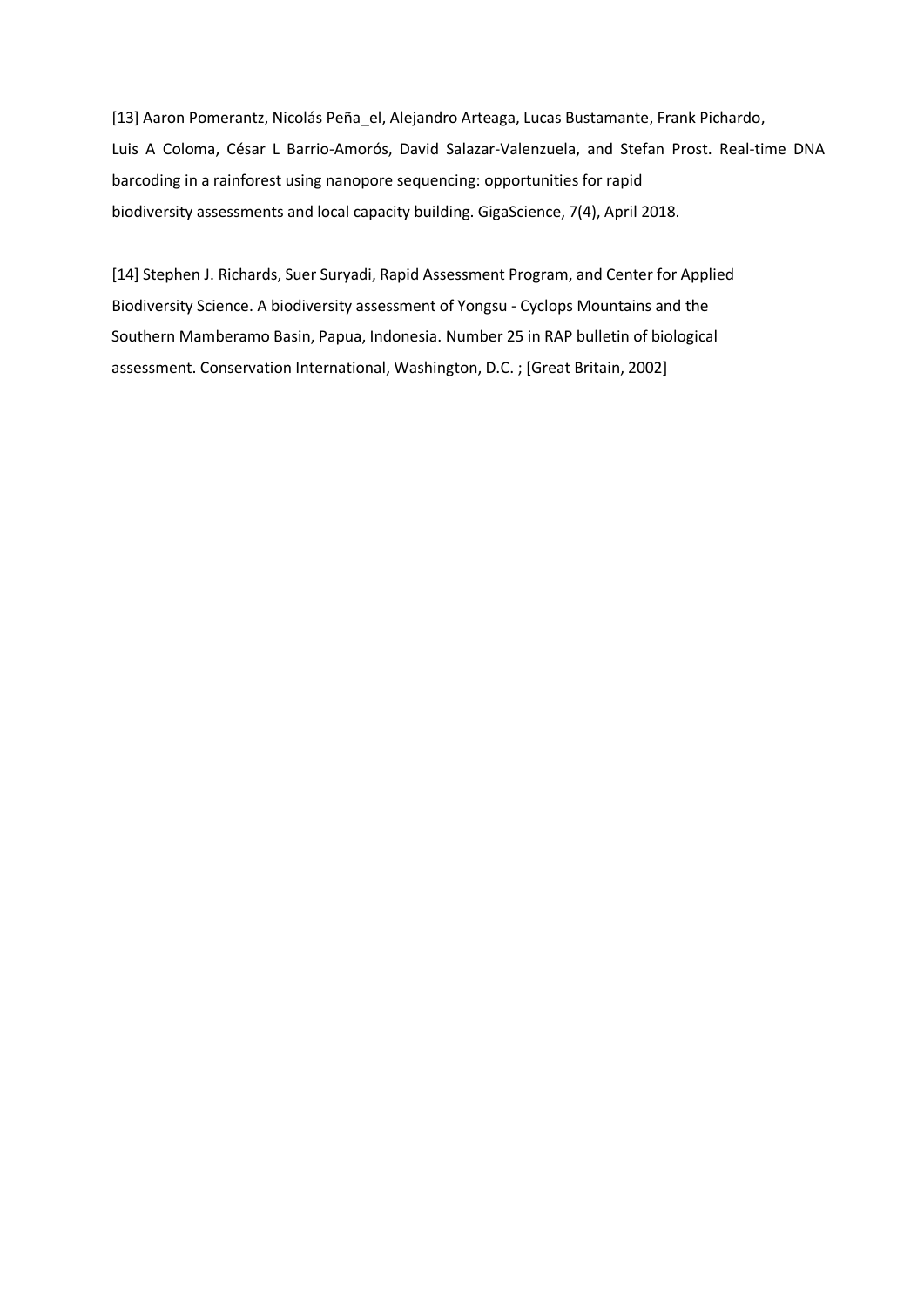[13] Aaron Pomerantz, Nicolás Peña_el, Alejandro Arteaga, Lucas Bustamante, Frank Pichardo, Luis A Coloma, César L Barrio-Amorós, David Salazar-Valenzuela, and Stefan Prost. Real-time DNA barcoding in a rainforest using nanopore sequencing: opportunities for rapid biodiversity assessments and local capacity building. GigaScience, 7(4), April 2018.

[14] Stephen J. Richards, Suer Suryadi, Rapid Assessment Program, and Center for Applied Biodiversity Science. A biodiversity assessment of Yongsu - Cyclops Mountains and the Southern Mamberamo Basin, Papua, Indonesia. Number 25 in RAP bulletin of biological assessment. Conservation International, Washington, D.C. ; [Great Britain, 2002]